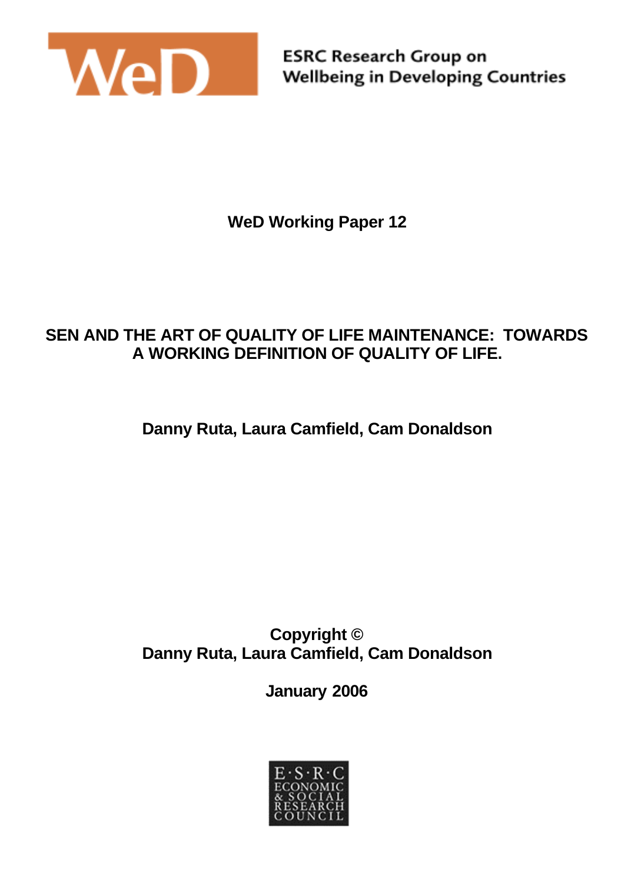ESRC Research Group on
Wellbeing in Developing Countries

**WeD Working Paper 12**

# SEN AND THE ART OF QUALITY OF LIFE MAINTENANCE: TOWARDS A WORKING DEFINITION OF QUALITY OF LIFE.

**Danny Ruta, Laura Camfield, Cam Donaldson**

**Copyright ©**
**Danny Ruta, Laura Camfield, Cam Donaldson**

**January 2006**

E·S·R·C
ECONOMIC & SOCIAL RESEARCH COUNCIL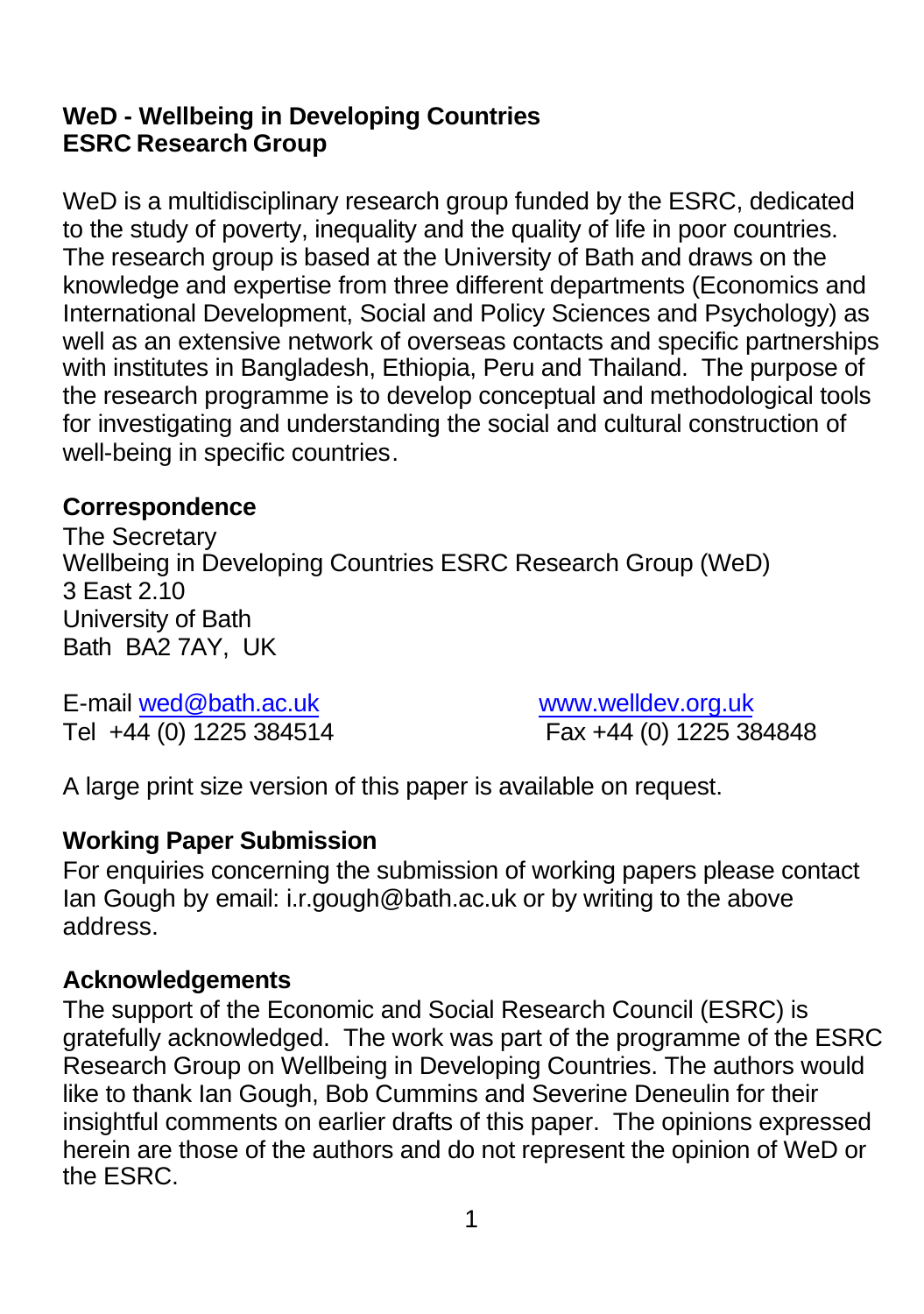**WeD - Wellbeing in Developing Countries**
**ESRC Research Group**

WeD is a multidisciplinary research group funded by the ESRC, dedicated to the study of poverty, inequality and the quality of life in poor countries. The research group is based at the University of Bath and draws on the knowledge and expertise from three different departments (Economics and International Development, Social and Policy Sciences and Psychology) as well as an extensive network of overseas contacts and specific partnerships with institutes in Bangladesh, Ethiopia, Peru and Thailand. The purpose of the research programme is to develop conceptual and methodological tools for investigating and understanding the social and cultural construction of well-being in specific countries.

**Correspondence**

The Secretary
Wellbeing in Developing Countries ESRC Research Group (WeD)
3 East 2.10
University of Bath
Bath BA2 7AY, UK

E-mail wed@bath.ac.uk www.welldev.org.uk
Tel +44 (0) 1225 384514 Fax +44 (0) 1225 384848

A large print size version of this paper is available on request.

**Working Paper Submission**

For enquiries concerning the submission of working papers please contact Ian Gough by email: i.r.gough@bath.ac.uk or by writing to the above address.

**Acknowledgements**

The support of the Economic and Social Research Council (ESRC) is gratefully acknowledged. The work was part of the programme of the ESRC Research Group on Wellbeing in Developing Countries. The authors would like to thank Ian Gough, Bob Cummins and Severine Deneulin for their insightful comments on earlier drafts of this paper. The opinions expressed herein are those of the authors and do not represent the opinion of WeD or the ESRC.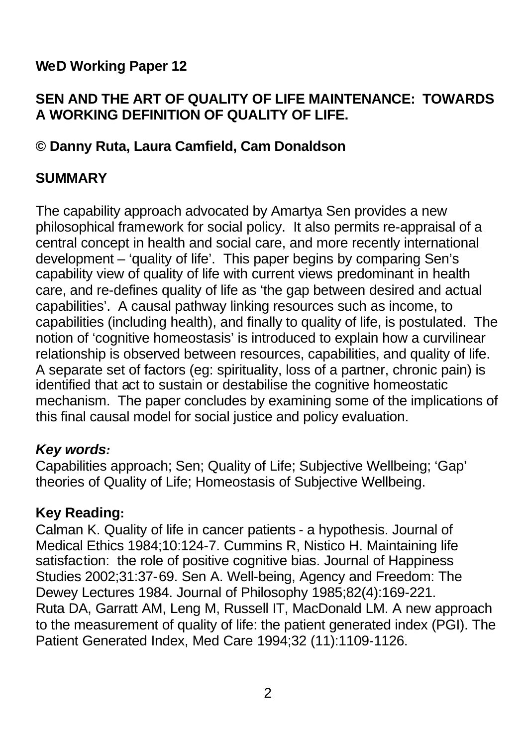**WeD Working Paper 12**

## SEN AND THE ART OF QUALITY OF LIFE MAINTENANCE: TOWARDS A WORKING DEFINITION OF QUALITY OF LIFE.

**© Danny Ruta, Laura Camfield, Cam Donaldson**

## SUMMARY

The capability approach advocated by Amartya Sen provides a new philosophical framework for social policy. It also permits re-appraisal of a central concept in health and social care, and more recently international development – 'quality of life'. This paper begins by comparing Sen's capability view of quality of life with current views predominant in health care, and re-defines quality of life as 'the gap between desired and actual capabilities'. A causal pathway linking resources such as income, to capabilities (including health), and finally to quality of life, is postulated. The notion of 'cognitive homeostasis' is introduced to explain how a curvilinear relationship is observed between resources, capabilities, and quality of life. A separate set of factors (eg: spirituality, loss of a partner, chronic pain) is identified that act to sustain or destabilise the cognitive homeostatic mechanism. The paper concludes by examining some of the implications of this final causal model for social justice and policy evaluation.

***Key words:***
Capabilities approach; Sen; Quality of Life; Subjective Wellbeing; 'Gap' theories of Quality of Life; Homeostasis of Subjective Wellbeing.

**Key Reading:**
Calman K. Quality of life in cancer patients - a hypothesis. Journal of Medical Ethics 1984;10:124-7. Cummins R, Nistico H. Maintaining life satisfaction: the role of positive cognitive bias. Journal of Happiness Studies 2002;31:37-69. Sen A. Well-being, Agency and Freedom: The Dewey Lectures 1984. Journal of Philosophy 1985;82(4):169-221. Ruta DA, Garratt AM, Leng M, Russell IT, MacDonald LM. A new approach to the measurement of quality of life: the patient generated index (PGI). The Patient Generated Index, Med Care 1994;32 (11):1109-1126.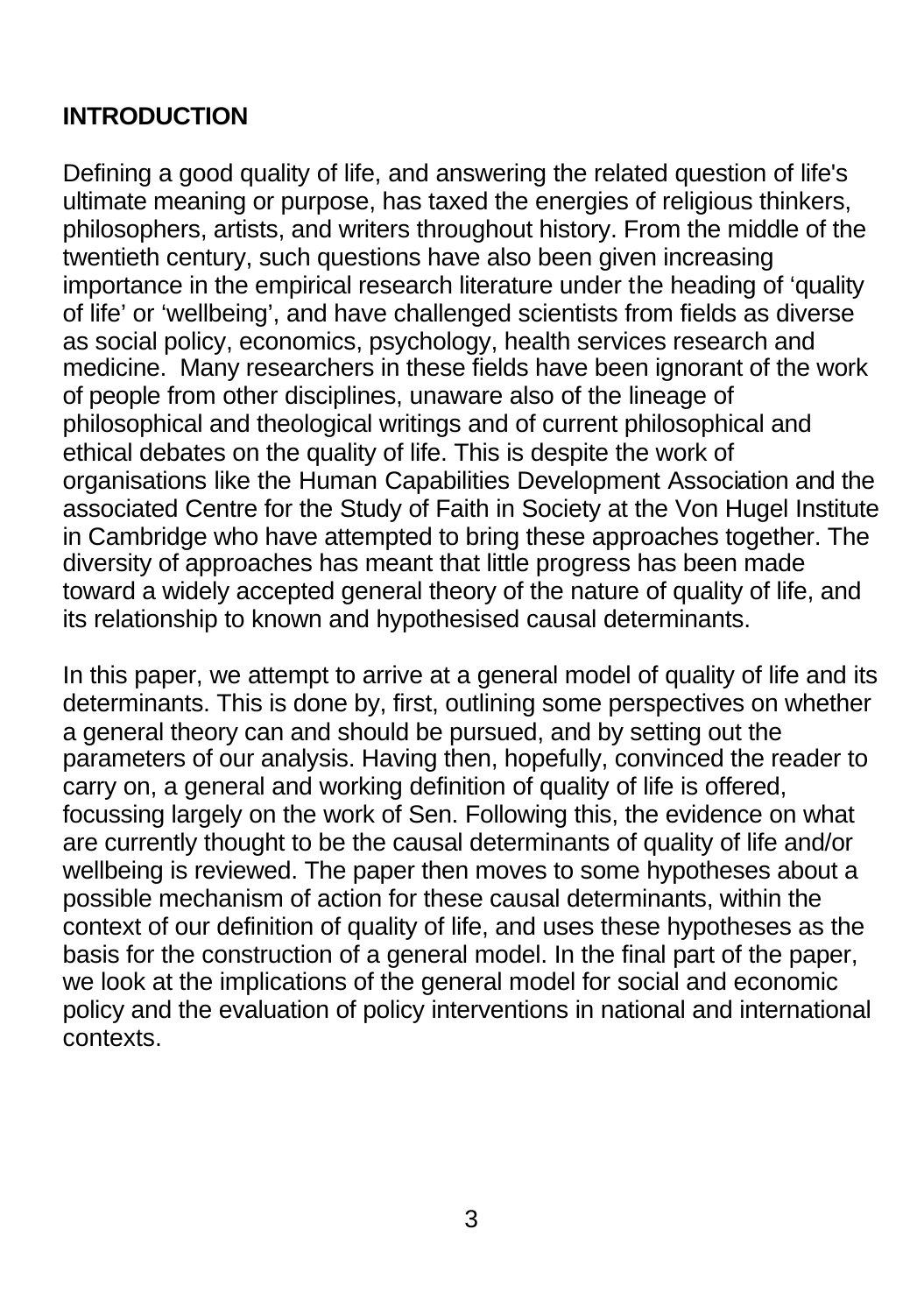## INTRODUCTION

Defining a good quality of life, and answering the related question of life's ultimate meaning or purpose, has taxed the energies of religious thinkers, philosophers, artists, and writers throughout history. From the middle of the twentieth century, such questions have also been given increasing importance in the empirical research literature under the heading of 'quality of life' or 'wellbeing', and have challenged scientists from fields as diverse as social policy, economics, psychology, health services research and medicine. Many researchers in these fields have been ignorant of the work of people from other disciplines, unaware also of the lineage of philosophical and theological writings and of current philosophical and ethical debates on the quality of life. This is despite the work of organisations like the Human Capabilities Development Association and the associated Centre for the Study of Faith in Society at the Von Hugel Institute in Cambridge who have attempted to bring these approaches together. The diversity of approaches has meant that little progress has been made toward a widely accepted general theory of the nature of quality of life, and its relationship to known and hypothesised causal determinants.

In this paper, we attempt to arrive at a general model of quality of life and its determinants. This is done by, first, outlining some perspectives on whether a general theory can and should be pursued, and by setting out the parameters of our analysis. Having then, hopefully, convinced the reader to carry on, a general and working definition of quality of life is offered, focussing largely on the work of Sen. Following this, the evidence on what are currently thought to be the causal determinants of quality of life and/or wellbeing is reviewed. The paper then moves to some hypotheses about a possible mechanism of action for these causal determinants, within the context of our definition of quality of life, and uses these hypotheses as the basis for the construction of a general model. In the final part of the paper, we look at the implications of the general model for social and economic policy and the evaluation of policy interventions in national and international contexts.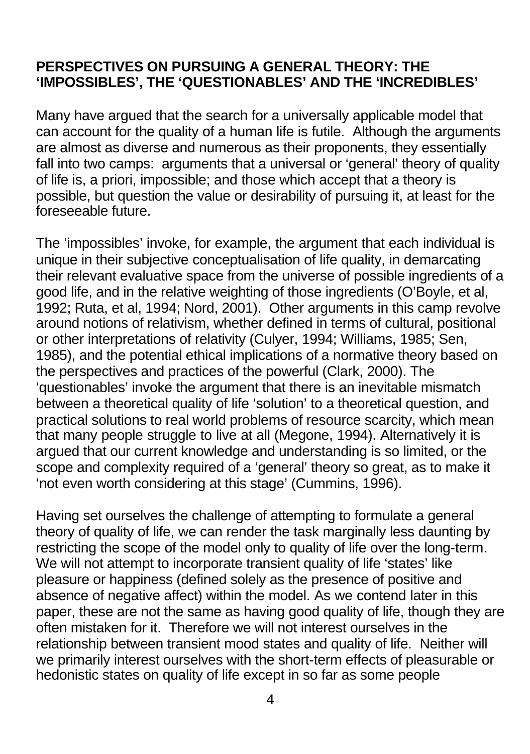## PERSPECTIVES ON PURSUING A GENERAL THEORY: THE 'IMPOSSIBLES', THE 'QUESTIONABLES' AND THE 'INCREDIBLES'

Many have argued that the search for a universally applicable model that can account for the quality of a human life is futile. Although the arguments are almost as diverse and numerous as their proponents, they essentially fall into two camps: arguments that a universal or 'general' theory of quality of life is, a priori, impossible; and those which accept that a theory is possible, but question the value or desirability of pursuing it, at least for the foreseeable future.

The 'impossibles' invoke, for example, the argument that each individual is unique in their subjective conceptualisation of life quality, in demarcating their relevant evaluative space from the universe of possible ingredients of a good life, and in the relative weighting of those ingredients (O'Boyle, et al, 1992; Ruta, et al, 1994; Nord, 2001). Other arguments in this camp revolve around notions of relativism, whether defined in terms of cultural, positional or other interpretations of relativity (Culyer, 1994; Williams, 1985; Sen, 1985), and the potential ethical implications of a normative theory based on the perspectives and practices of the powerful (Clark, 2000). The 'questionables' invoke the argument that there is an inevitable mismatch between a theoretical quality of life 'solution' to a theoretical question, and practical solutions to real world problems of resource scarcity, which mean that many people struggle to live at all (Megone, 1994). Alternatively it is argued that our current knowledge and understanding is so limited, or the scope and complexity required of a 'general' theory so great, as to make it 'not even worth considering at this stage' (Cummins, 1996).

Having set ourselves the challenge of attempting to formulate a general theory of quality of life, we can render the task marginally less daunting by restricting the scope of the model only to quality of life over the long-term. We will not attempt to incorporate transient quality of life 'states' like pleasure or happiness (defined solely as the presence of positive and absence of negative affect) within the model. As we contend later in this paper, these are not the same as having good quality of life, though they are often mistaken for it. Therefore we will not interest ourselves in the relationship between transient mood states and quality of life. Neither will we primarily interest ourselves with the short-term effects of pleasurable or hedonistic states on quality of life except in so far as some people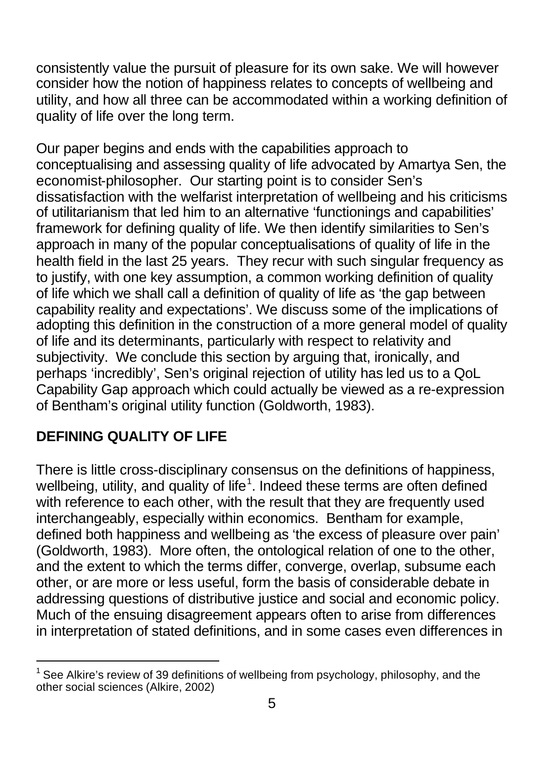consistently value the pursuit of pleasure for its own sake. We will however consider how the notion of happiness relates to concepts of wellbeing and utility, and how all three can be accommodated within a working definition of quality of life over the long term.

Our paper begins and ends with the capabilities approach to conceptualising and assessing quality of life advocated by Amartya Sen, the economist-philosopher. Our starting point is to consider Sen's dissatisfaction with the welfarist interpretation of wellbeing and his criticisms of utilitarianism that led him to an alternative 'functionings and capabilities' framework for defining quality of life. We then identify similarities to Sen's approach in many of the popular conceptualisations of quality of life in the health field in the last 25 years. They recur with such singular frequency as to justify, with one key assumption, a common working definition of quality of life which we shall call a definition of quality of life as 'the gap between capability reality and expectations'. We discuss some of the implications of adopting this definition in the construction of a more general model of quality of life and its determinants, particularly with respect to relativity and subjectivity. We conclude this section by arguing that, ironically, and perhaps 'incredibly', Sen's original rejection of utility has led us to a QoL Capability Gap approach which could actually be viewed as a re-expression of Bentham's original utility function (Goldworth, 1983).

## DEFINING QUALITY OF LIFE

There is little cross-disciplinary consensus on the definitions of happiness, wellbeing, utility, and quality of life[1]. Indeed these terms are often defined with reference to each other, with the result that they are frequently used interchangeably, especially within economics. Bentham for example, defined both happiness and wellbeing as 'the excess of pleasure over pain' (Goldworth, 1983). More often, the ontological relation of one to the other, and the extent to which the terms differ, converge, overlap, subsume each other, or are more or less useful, form the basis of considerable debate in addressing questions of distributive justice and social and economic policy. Much of the ensuing disagreement appears often to arise from differences in interpretation of stated definitions, and in some cases even differences in

[1] See Alkire's review of 39 definitions of wellbeing from psychology, philosophy, and the other social sciences (Alkire, 2002)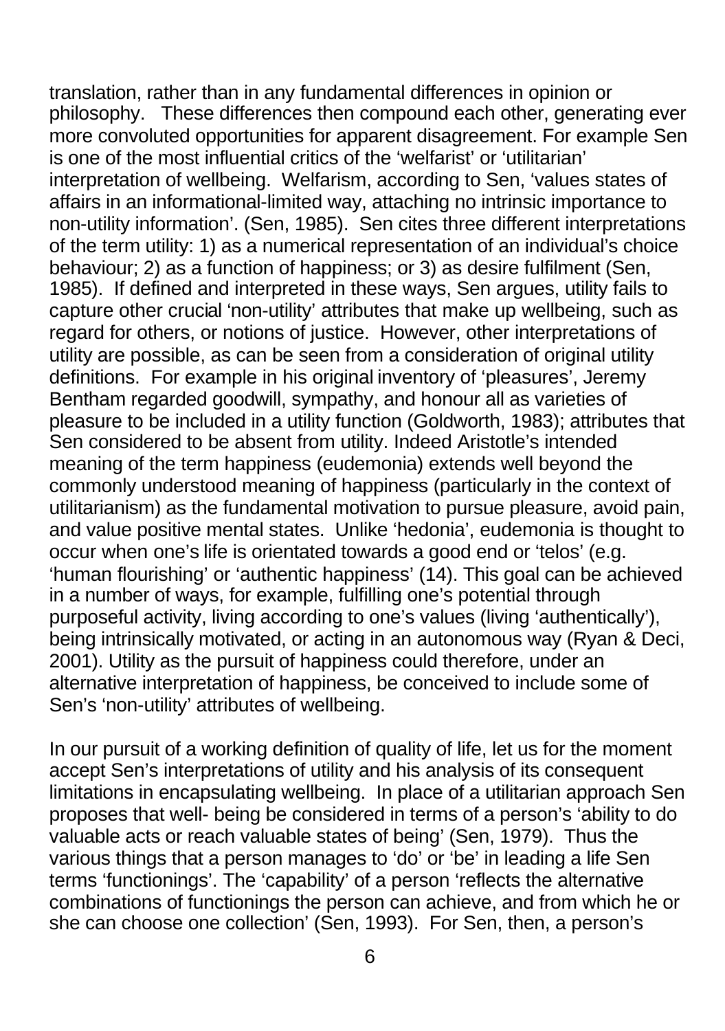translation, rather than in any fundamental differences in opinion or philosophy. These differences then compound each other, generating ever more convoluted opportunities for apparent disagreement. For example Sen is one of the most influential critics of the 'welfarist' or 'utilitarian' interpretation of wellbeing. Welfarism, according to Sen, 'values states of affairs in an informational-limited way, attaching no intrinsic importance to non-utility information'. (Sen, 1985). Sen cites three different interpretations of the term utility: 1) as a numerical representation of an individual's choice behaviour; 2) as a function of happiness; or 3) as desire fulfilment (Sen, 1985). If defined and interpreted in these ways, Sen argues, utility fails to capture other crucial 'non-utility' attributes that make up wellbeing, such as regard for others, or notions of justice. However, other interpretations of utility are possible, as can be seen from a consideration of original utility definitions. For example in his original inventory of 'pleasures', Jeremy Bentham regarded goodwill, sympathy, and honour all as varieties of pleasure to be included in a utility function (Goldworth, 1983); attributes that Sen considered to be absent from utility. Indeed Aristotle's intended meaning of the term happiness (eudemonia) extends well beyond the commonly understood meaning of happiness (particularly in the context of utilitarianism) as the fundamental motivation to pursue pleasure, avoid pain, and value positive mental states. Unlike 'hedonia', eudemonia is thought to occur when one's life is orientated towards a good end or 'telos' (e.g. 'human flourishing' or 'authentic happiness' (14). This goal can be achieved in a number of ways, for example, fulfilling one's potential through purposeful activity, living according to one's values (living 'authentically'), being intrinsically motivated, or acting in an autonomous way (Ryan & Deci, 2001). Utility as the pursuit of happiness could therefore, under an alternative interpretation of happiness, be conceived to include some of Sen's 'non-utility' attributes of wellbeing.

In our pursuit of a working definition of quality of life, let us for the moment accept Sen's interpretations of utility and his analysis of its consequent limitations in encapsulating wellbeing. In place of a utilitarian approach Sen proposes that well- being be considered in terms of a person's 'ability to do valuable acts or reach valuable states of being' (Sen, 1979). Thus the various things that a person manages to 'do' or 'be' in leading a life Sen terms 'functionings'. The 'capability' of a person 'reflects the alternative combinations of functionings the person can achieve, and from which he or she can choose one collection' (Sen, 1993). For Sen, then, a person's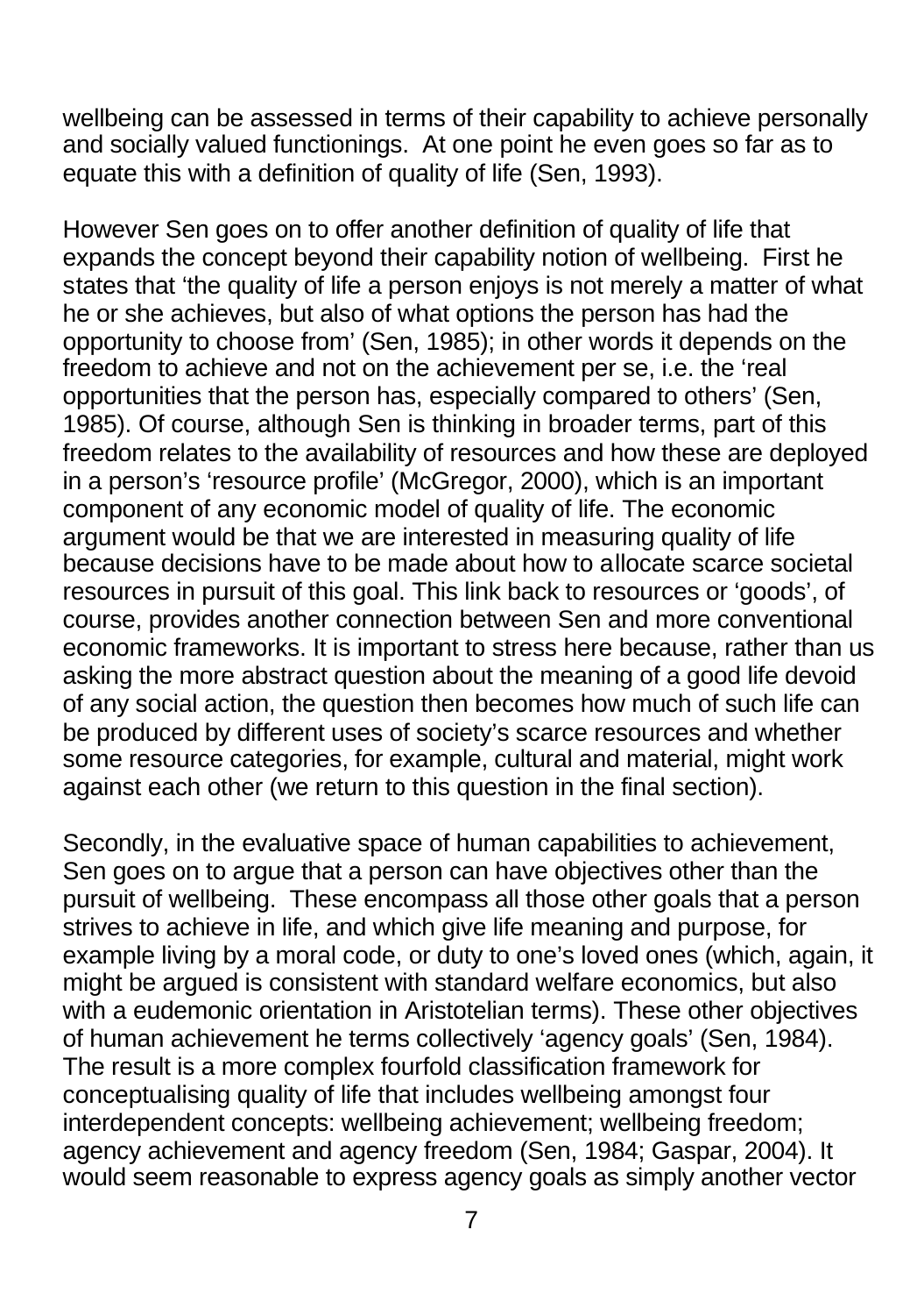wellbeing can be assessed in terms of their capability to achieve personally and socially valued functionings. At one point he even goes so far as to equate this with a definition of quality of life (Sen, 1993).

However Sen goes on to offer another definition of quality of life that expands the concept beyond their capability notion of wellbeing. First he states that 'the quality of life a person enjoys is not merely a matter of what he or she achieves, but also of what options the person has had the opportunity to choose from' (Sen, 1985); in other words it depends on the freedom to achieve and not on the achievement per se, i.e. the 'real opportunities that the person has, especially compared to others' (Sen, 1985). Of course, although Sen is thinking in broader terms, part of this freedom relates to the availability of resources and how these are deployed in a person's 'resource profile' (McGregor, 2000), which is an important component of any economic model of quality of life. The economic argument would be that we are interested in measuring quality of life because decisions have to be made about how to allocate scarce societal resources in pursuit of this goal. This link back to resources or 'goods', of course, provides another connection between Sen and more conventional economic frameworks. It is important to stress here because, rather than us asking the more abstract question about the meaning of a good life devoid of any social action, the question then becomes how much of such life can be produced by different uses of society's scarce resources and whether some resource categories, for example, cultural and material, might work against each other (we return to this question in the final section).

Secondly, in the evaluative space of human capabilities to achievement, Sen goes on to argue that a person can have objectives other than the pursuit of wellbeing. These encompass all those other goals that a person strives to achieve in life, and which give life meaning and purpose, for example living by a moral code, or duty to one's loved ones (which, again, it might be argued is consistent with standard welfare economics, but also with a eudemonic orientation in Aristotelian terms). These other objectives of human achievement he terms collectively 'agency goals' (Sen, 1984). The result is a more complex fourfold classification framework for conceptualising quality of life that includes wellbeing amongst four interdependent concepts: wellbeing achievement; wellbeing freedom; agency achievement and agency freedom (Sen, 1984; Gaspar, 2004). It would seem reasonable to express agency goals as simply another vector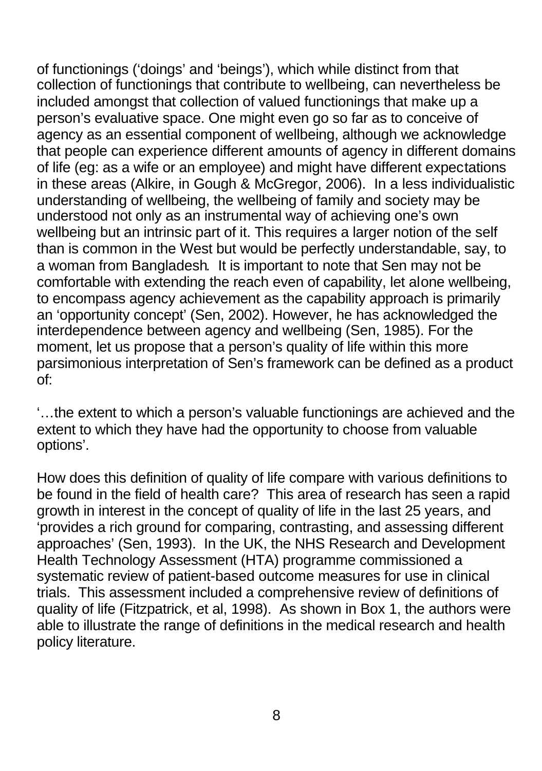of functionings ('doings' and 'beings'), which while distinct from that collection of functionings that contribute to wellbeing, can nevertheless be included amongst that collection of valued functionings that make up a person's evaluative space. One might even go so far as to conceive of agency as an essential component of wellbeing, although we acknowledge that people can experience different amounts of agency in different domains of life (eg: as a wife or an employee) and might have different expectations in these areas (Alkire, in Gough & McGregor, 2006). In a less individualistic understanding of wellbeing, the wellbeing of family and society may be understood not only as an instrumental way of achieving one's own wellbeing but an intrinsic part of it. This requires a larger notion of the self than is common in the West but would be perfectly understandable, say, to a woman from Bangladesh. It is important to note that Sen may not be comfortable with extending the reach even of capability, let alone wellbeing, to encompass agency achievement as the capability approach is primarily an 'opportunity concept' (Sen, 2002). However, he has acknowledged the interdependence between agency and wellbeing (Sen, 1985). For the moment, let us propose that a person's quality of life within this more parsimonious interpretation of Sen's framework can be defined as a product of:

'…the extent to which a person's valuable functionings are achieved and the extent to which they have had the opportunity to choose from valuable options'.

How does this definition of quality of life compare with various definitions to be found in the field of health care? This area of research has seen a rapid growth in interest in the concept of quality of life in the last 25 years, and 'provides a rich ground for comparing, contrasting, and assessing different approaches' (Sen, 1993). In the UK, the NHS Research and Development Health Technology Assessment (HTA) programme commissioned a systematic review of patient-based outcome measures for use in clinical trials. This assessment included a comprehensive review of definitions of quality of life (Fitzpatrick, et al, 1998). As shown in Box 1, the authors were able to illustrate the range of definitions in the medical research and health policy literature.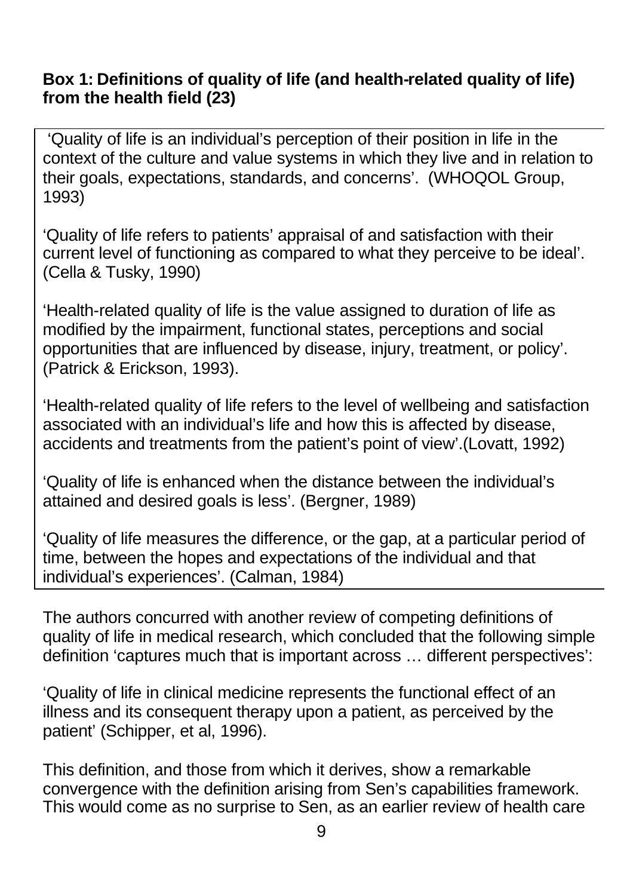**Box 1: Definitions of quality of life (and health-related quality of life) from the health field (23)**

'Quality of life is an individual's perception of their position in life in the context of the culture and value systems in which they live and in relation to their goals, expectations, standards, and concerns'. (WHOQOL Group, 1993)

'Quality of life refers to patients' appraisal of and satisfaction with their current level of functioning as compared to what they perceive to be ideal'. (Cella & Tusky, 1990)

'Health-related quality of life is the value assigned to duration of life as modified by the impairment, functional states, perceptions and social opportunities that are influenced by disease, injury, treatment, or policy'. (Patrick & Erickson, 1993).

'Health-related quality of life refers to the level of wellbeing and satisfaction associated with an individual's life and how this is affected by disease, accidents and treatments from the patient's point of view'.(Lovatt, 1992)

'Quality of life is enhanced when the distance between the individual's attained and desired goals is less'. (Bergner, 1989)

'Quality of life measures the difference, or the gap, at a particular period of time, between the hopes and expectations of the individual and that individual's experiences'. (Calman, 1984)

The authors concurred with another review of competing definitions of quality of life in medical research, which concluded that the following simple definition 'captures much that is important across … different perspectives':

'Quality of life in clinical medicine represents the functional effect of an illness and its consequent therapy upon a patient, as perceived by the patient' (Schipper, et al, 1996).

This definition, and those from which it derives, show a remarkable convergence with the definition arising from Sen's capabilities framework. This would come as no surprise to Sen, as an earlier review of health care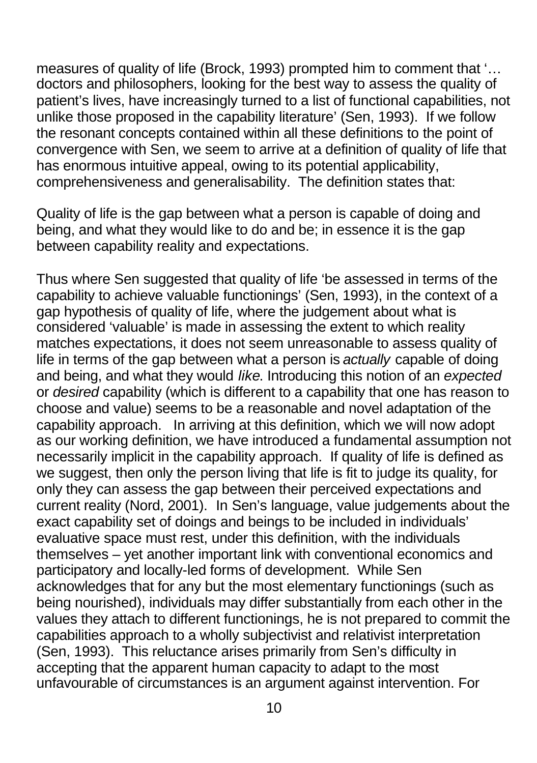measures of quality of life (Brock, 1993) prompted him to comment that '… doctors and philosophers, looking for the best way to assess the quality of patient's lives, have increasingly turned to a list of functional capabilities, not unlike those proposed in the capability literature' (Sen, 1993). If we follow the resonant concepts contained within all these definitions to the point of convergence with Sen, we seem to arrive at a definition of quality of life that has enormous intuitive appeal, owing to its potential applicability, comprehensiveness and generalisability. The definition states that:

Quality of life is the gap between what a person is capable of doing and being, and what they would like to do and be; in essence it is the gap between capability reality and expectations.

Thus where Sen suggested that quality of life 'be assessed in terms of the capability to achieve valuable functionings' (Sen, 1993), in the context of a gap hypothesis of quality of life, where the judgement about what is considered 'valuable' is made in assessing the extent to which reality matches expectations, it does not seem unreasonable to assess quality of life in terms of the gap between what a person is *actually* capable of doing and being, and what they would *like*. Introducing this notion of an *expected* or *desired* capability (which is different to a capability that one has reason to choose and value) seems to be a reasonable and novel adaptation of the capability approach. In arriving at this definition, which we will now adopt as our working definition, we have introduced a fundamental assumption not necessarily implicit in the capability approach. If quality of life is defined as we suggest, then only the person living that life is fit to judge its quality, for only they can assess the gap between their perceived expectations and current reality (Nord, 2001). In Sen's language, value judgements about the exact capability set of doings and beings to be included in individuals' evaluative space must rest, under this definition, with the individuals themselves – yet another important link with conventional economics and participatory and locally-led forms of development. While Sen acknowledges that for any but the most elementary functionings (such as being nourished), individuals may differ substantially from each other in the values they attach to different functionings, he is not prepared to commit the capabilities approach to a wholly subjectivist and relativist interpretation (Sen, 1993). This reluctance arises primarily from Sen's difficulty in accepting that the apparent human capacity to adapt to the most unfavourable of circumstances is an argument against intervention. For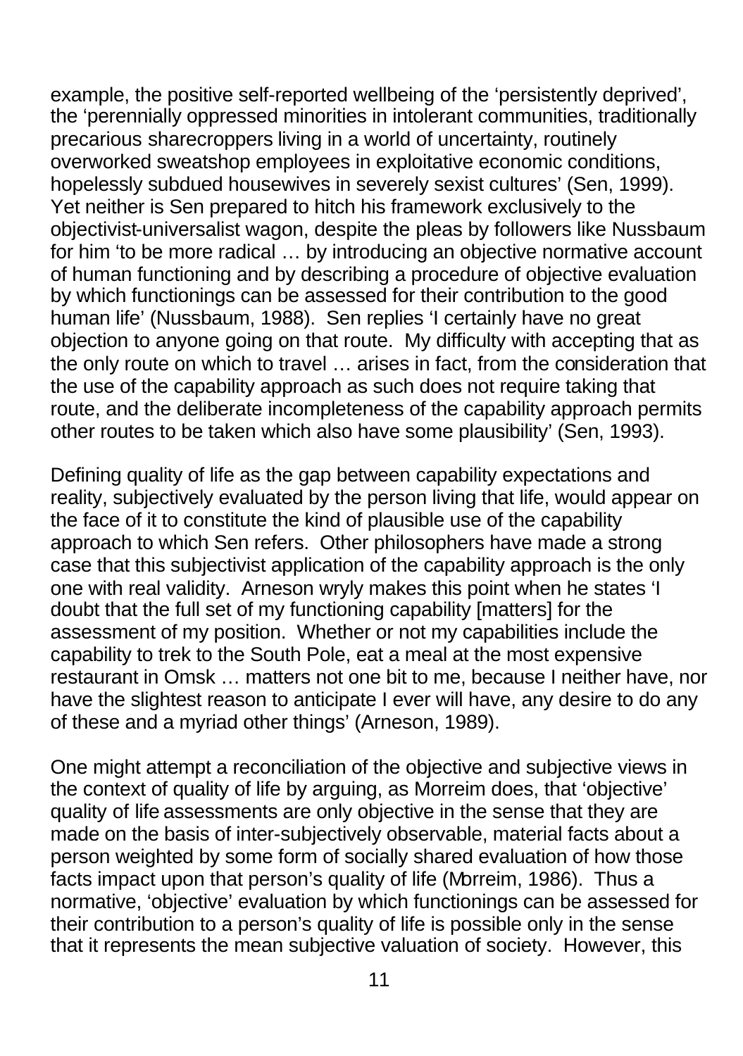example, the positive self-reported wellbeing of the 'persistently deprived', the 'perennially oppressed minorities in intolerant communities, traditionally precarious sharecroppers living in a world of uncertainty, routinely overworked sweatshop employees in exploitative economic conditions, hopelessly subdued housewives in severely sexist cultures' (Sen, 1999). Yet neither is Sen prepared to hitch his framework exclusively to the objectivist-universalist wagon, despite the pleas by followers like Nussbaum for him 'to be more radical … by introducing an objective normative account of human functioning and by describing a procedure of objective evaluation by which functionings can be assessed for their contribution to the good human life' (Nussbaum, 1988). Sen replies 'I certainly have no great objection to anyone going on that route. My difficulty with accepting that as the only route on which to travel … arises in fact, from the consideration that the use of the capability approach as such does not require taking that route, and the deliberate incompleteness of the capability approach permits other routes to be taken which also have some plausibility' (Sen, 1993).

Defining quality of life as the gap between capability expectations and reality, subjectively evaluated by the person living that life, would appear on the face of it to constitute the kind of plausible use of the capability approach to which Sen refers. Other philosophers have made a strong case that this subjectivist application of the capability approach is the only one with real validity. Arneson wryly makes this point when he states 'I doubt that the full set of my functioning capability [matters] for the assessment of my position. Whether or not my capabilities include the capability to trek to the South Pole, eat a meal at the most expensive restaurant in Omsk … matters not one bit to me, because I neither have, nor have the slightest reason to anticipate I ever will have, any desire to do any of these and a myriad other things' (Arneson, 1989).

One might attempt a reconciliation of the objective and subjective views in the context of quality of life by arguing, as Morreim does, that 'objective' quality of life assessments are only objective in the sense that they are made on the basis of inter-subjectively observable, material facts about a person weighted by some form of socially shared evaluation of how those facts impact upon that person's quality of life (Morreim, 1986). Thus a normative, 'objective' evaluation by which functionings can be assessed for their contribution to a person's quality of life is possible only in the sense that it represents the mean subjective valuation of society. However, this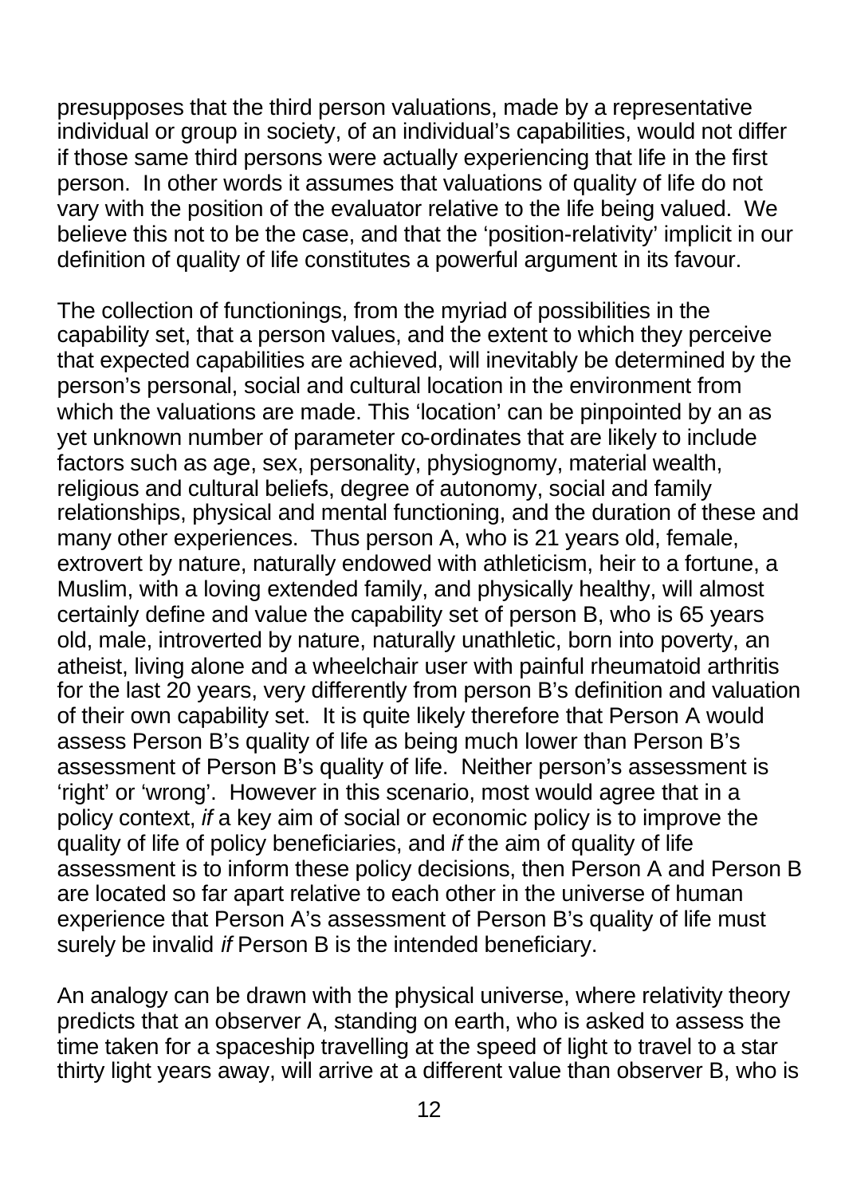presupposes that the third person valuations, made by a representative individual or group in society, of an individual's capabilities, would not differ if those same third persons were actually experiencing that life in the first person. In other words it assumes that valuations of quality of life do not vary with the position of the evaluator relative to the life being valued. We believe this not to be the case, and that the 'position-relativity' implicit in our definition of quality of life constitutes a powerful argument in its favour.

The collection of functionings, from the myriad of possibilities in the capability set, that a person values, and the extent to which they perceive that expected capabilities are achieved, will inevitably be determined by the person's personal, social and cultural location in the environment from which the valuations are made. This 'location' can be pinpointed by an as yet unknown number of parameter co-ordinates that are likely to include factors such as age, sex, personality, physiognomy, material wealth, religious and cultural beliefs, degree of autonomy, social and family relationships, physical and mental functioning, and the duration of these and many other experiences. Thus person A, who is 21 years old, female, extrovert by nature, naturally endowed with athleticism, heir to a fortune, a Muslim, with a loving extended family, and physically healthy, will almost certainly define and value the capability set of person B, who is 65 years old, male, introverted by nature, naturally unathletic, born into poverty, an atheist, living alone and a wheelchair user with painful rheumatoid arthritis for the last 20 years, very differently from person B's definition and valuation of their own capability set. It is quite likely therefore that Person A would assess Person B's quality of life as being much lower than Person B's assessment of Person B's quality of life. Neither person's assessment is 'right' or 'wrong'. However in this scenario, most would agree that in a policy context, *if* a key aim of social or economic policy is to improve the quality of life of policy beneficiaries, and *if* the aim of quality of life assessment is to inform these policy decisions, then Person A and Person B are located so far apart relative to each other in the universe of human experience that Person A's assessment of Person B's quality of life must surely be invalid *if* Person B is the intended beneficiary.

An analogy can be drawn with the physical universe, where relativity theory predicts that an observer A, standing on earth, who is asked to assess the time taken for a spaceship travelling at the speed of light to travel to a star thirty light years away, will arrive at a different value than observer B, who is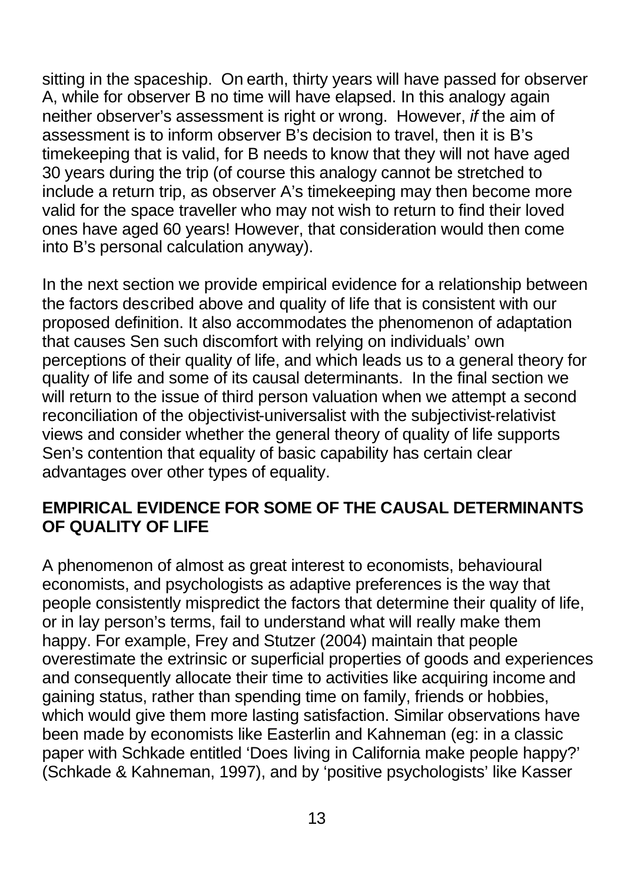sitting in the spaceship. On earth, thirty years will have passed for observer A, while for observer B no time will have elapsed. In this analogy again neither observer's assessment is right or wrong. However, *if* the aim of assessment is to inform observer B's decision to travel, then it is B's timekeeping that is valid, for B needs to know that they will not have aged 30 years during the trip (of course this analogy cannot be stretched to include a return trip, as observer A's timekeeping may then become more valid for the space traveller who may not wish to return to find their loved ones have aged 60 years! However, that consideration would then come into B's personal calculation anyway).

In the next section we provide empirical evidence for a relationship between the factors described above and quality of life that is consistent with our proposed definition. It also accommodates the phenomenon of adaptation that causes Sen such discomfort with relying on individuals' own perceptions of their quality of life, and which leads us to a general theory for quality of life and some of its causal determinants. In the final section we will return to the issue of third person valuation when we attempt a second reconciliation of the objectivist-universalist with the subjectivist-relativist views and consider whether the general theory of quality of life supports Sen's contention that equality of basic capability has certain clear advantages over other types of equality.

## EMPIRICAL EVIDENCE FOR SOME OF THE CAUSAL DETERMINANTS OF QUALITY OF LIFE

A phenomenon of almost as great interest to economists, behavioural economists, and psychologists as adaptive preferences is the way that people consistently mispredict the factors that determine their quality of life, or in lay person's terms, fail to understand what will really make them happy. For example, Frey and Stutzer (2004) maintain that people overestimate the extrinsic or superficial properties of goods and experiences and consequently allocate their time to activities like acquiring income and gaining status, rather than spending time on family, friends or hobbies, which would give them more lasting satisfaction. Similar observations have been made by economists like Easterlin and Kahneman (eg: in a classic paper with Schkade entitled 'Does living in California make people happy?' (Schkade & Kahneman, 1997), and by 'positive psychologists' like Kasser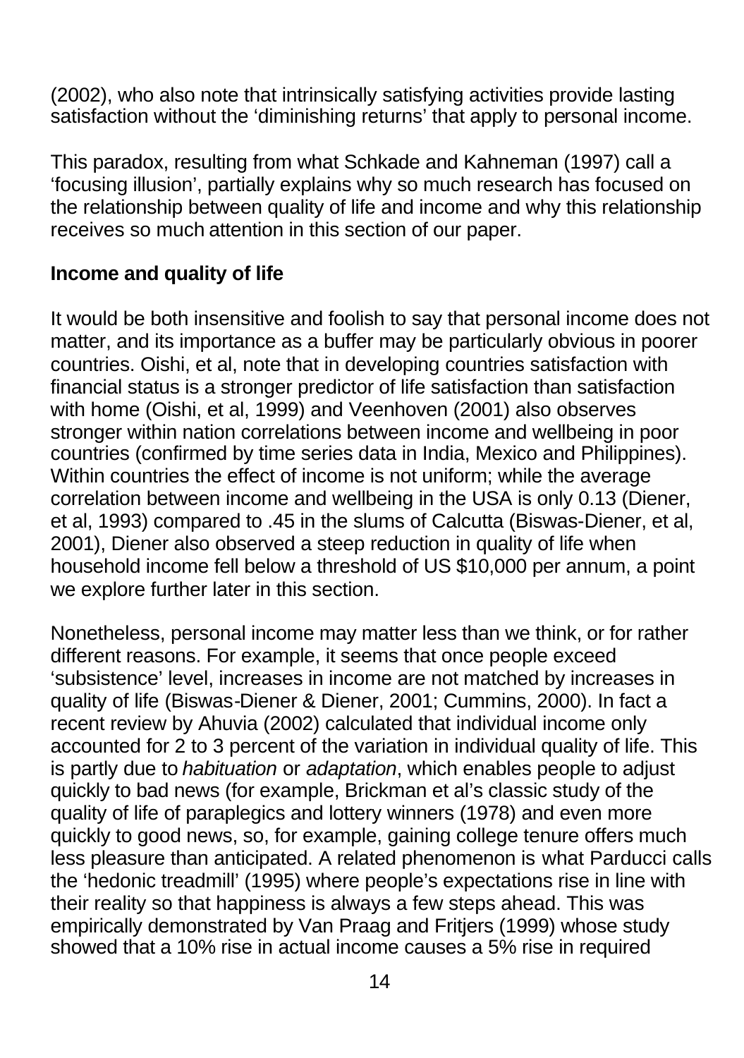(2002), who also note that intrinsically satisfying activities provide lasting satisfaction without the 'diminishing returns' that apply to personal income.

This paradox, resulting from what Schkade and Kahneman (1997) call a 'focusing illusion', partially explains why so much research has focused on the relationship between quality of life and income and why this relationship receives so much attention in this section of our paper.

**Income and quality of life**

It would be both insensitive and foolish to say that personal income does not matter, and its importance as a buffer may be particularly obvious in poorer countries. Oishi, et al, note that in developing countries satisfaction with financial status is a stronger predictor of life satisfaction than satisfaction with home (Oishi, et al, 1999) and Veenhoven (2001) also observes stronger within nation correlations between income and wellbeing in poor countries (confirmed by time series data in India, Mexico and Philippines). Within countries the effect of income is not uniform; while the average correlation between income and wellbeing in the USA is only 0.13 (Diener, et al, 1993) compared to .45 in the slums of Calcutta (Biswas-Diener, et al, 2001), Diener also observed a steep reduction in quality of life when household income fell below a threshold of US $10,000 per annum, a point we explore further later in this section.

Nonetheless, personal income may matter less than we think, or for rather different reasons. For example, it seems that once people exceed 'subsistence' level, increases in income are not matched by increases in quality of life (Biswas-Diener & Diener, 2001; Cummins, 2000). In fact a recent review by Ahuvia (2002) calculated that individual income only accounted for 2 to 3 percent of the variation in individual quality of life. This is partly due to *habituation* or *adaptation*, which enables people to adjust quickly to bad news (for example, Brickman et al's classic study of the quality of life of paraplegics and lottery winners (1978) and even more quickly to good news, so, for example, gaining college tenure offers much less pleasure than anticipated. A related phenomenon is what Parducci calls the 'hedonic treadmill' (1995) where people's expectations rise in line with their reality so that happiness is always a few steps ahead. This was empirically demonstrated by Van Praag and Fritjers (1999) whose study showed that a 10% rise in actual income causes a 5% rise in required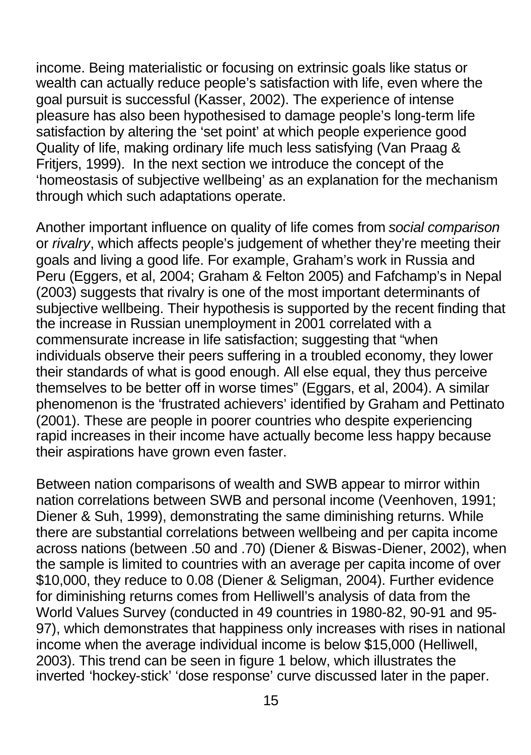income. Being materialistic or focusing on extrinsic goals like status or wealth can actually reduce people's satisfaction with life, even where the goal pursuit is successful (Kasser, 2002). The experience of intense pleasure has also been hypothesised to damage people's long-term life satisfaction by altering the 'set point' at which people experience good Quality of life, making ordinary life much less satisfying (Van Praag & Fritjers, 1999). In the next section we introduce the concept of the 'homeostasis of subjective wellbeing' as an explanation for the mechanism through which such adaptations operate.

Another important influence on quality of life comes from *social comparison* or *rivalry*, which affects people's judgement of whether they're meeting their goals and living a good life. For example, Graham's work in Russia and Peru (Eggers, et al, 2004; Graham & Felton 2005) and Fafchamp's in Nepal (2003) suggests that rivalry is one of the most important determinants of subjective wellbeing. Their hypothesis is supported by the recent finding that the increase in Russian unemployment in 2001 correlated with a commensurate increase in life satisfaction; suggesting that "when individuals observe their peers suffering in a troubled economy, they lower their standards of what is good enough. All else equal, they thus perceive themselves to be better off in worse times" (Eggars, et al, 2004). A similar phenomenon is the 'frustrated achievers' identified by Graham and Pettinato (2001). These are people in poorer countries who despite experiencing rapid increases in their income have actually become less happy because their aspirations have grown even faster.

Between nation comparisons of wealth and SWB appear to mirror within nation correlations between SWB and personal income (Veenhoven, 1991; Diener & Suh, 1999), demonstrating the same diminishing returns. While there are substantial correlations between wellbeing and per capita income across nations (between .50 and .70) (Diener & Biswas-Diener, 2002), when the sample is limited to countries with an average per capita income of over $10,000, they reduce to 0.08 (Diener & Seligman, 2004). Further evidence for diminishing returns comes from Helliwell's analysis of data from the World Values Survey (conducted in 49 countries in 1980-82, 90-91 and 95-97), which demonstrates that happiness only increases with rises in national income when the average individual income is below $15,000 (Helliwell, 2003). This trend can be seen in figure 1 below, which illustrates the inverted 'hockey-stick' 'dose response' curve discussed later in the paper.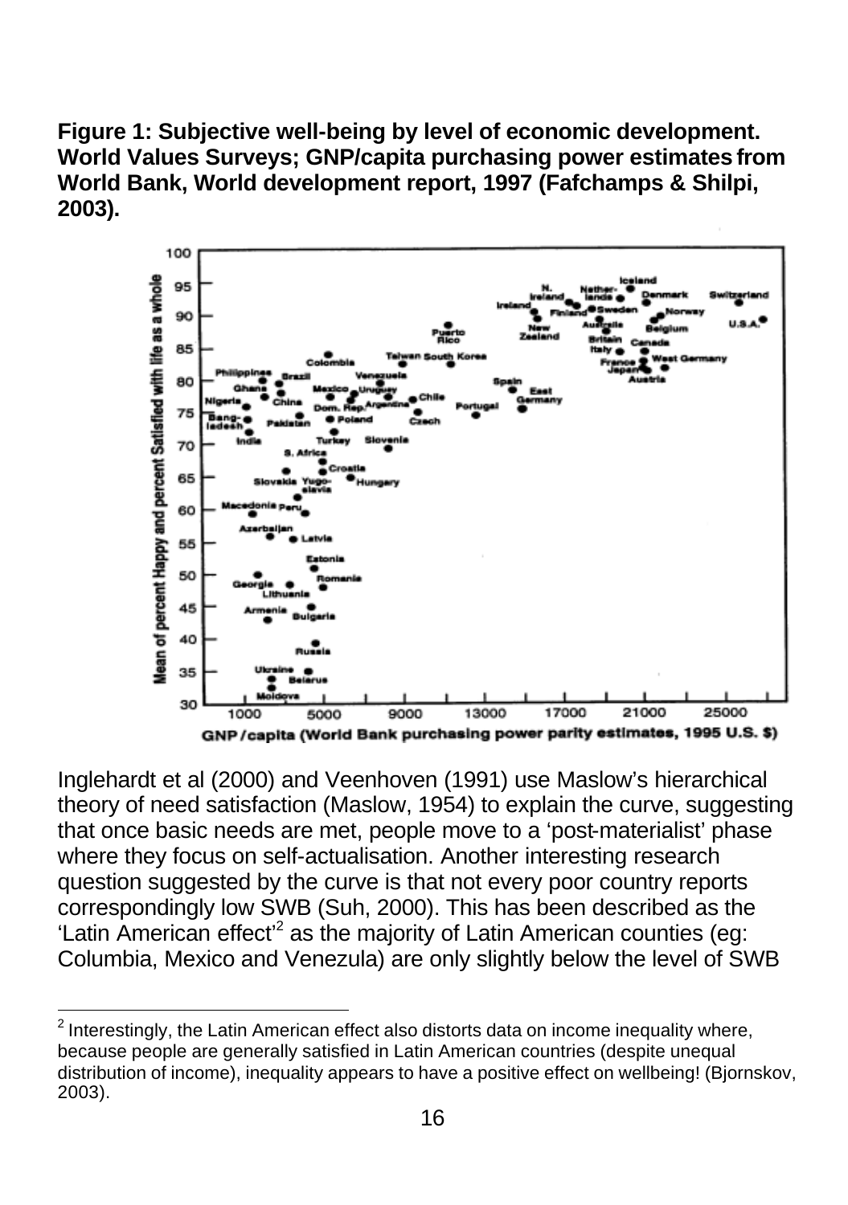**Figure 1: Subjective well-being by level of economic development. World Values Surveys; GNP/capita purchasing power estimates from World Bank, World development report, 1997 (Fafchamps & Shilpi, 2003).**

Inglehardt et al (2000) and Veenhoven (1991) use Maslow's hierarchical theory of need satisfaction (Maslow, 1954) to explain the curve, suggesting that once basic needs are met, people move to a 'post-materialist' phase where they focus on self-actualisation. Another interesting research question suggested by the curve is that not every poor country reports correspondingly low SWB (Suh, 2000). This has been described as the 'Latin American effect'[2] as the majority of Latin American counties (eg: Columbia, Mexico and Venezula) are only slightly below the level of SWB

---

[2] Interestingly, the Latin American effect also distorts data on income inequality where, because people are generally satisfied in Latin American countries (despite unequal distribution of income), inequality appears to have a positive effect on wellbeing! (Bjornskov, 2003).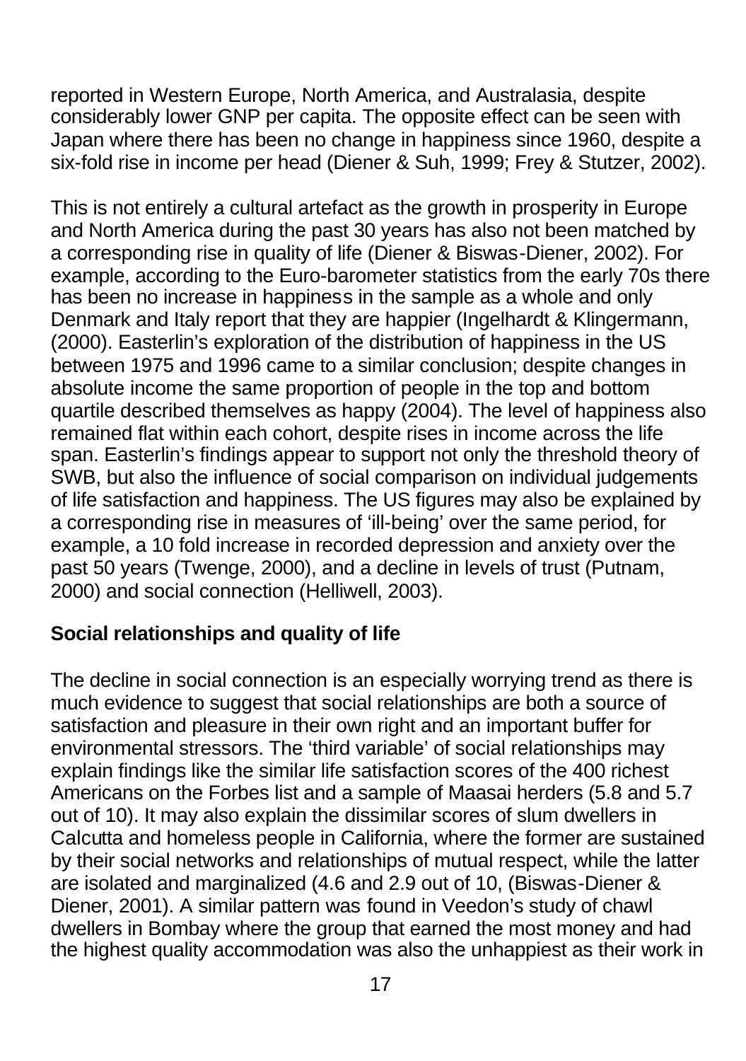reported in Western Europe, North America, and Australasia, despite considerably lower GNP per capita. The opposite effect can be seen with Japan where there has been no change in happiness since 1960, despite a six-fold rise in income per head (Diener & Suh, 1999; Frey & Stutzer, 2002).

This is not entirely a cultural artefact as the growth in prosperity in Europe and North America during the past 30 years has also not been matched by a corresponding rise in quality of life (Diener & Biswas-Diener, 2002). For example, according to the Euro-barometer statistics from the early 70s there has been no increase in happiness in the sample as a whole and only Denmark and Italy report that they are happier (Ingelhardt & Klingermann, (2000). Easterlin's exploration of the distribution of happiness in the US between 1975 and 1996 came to a similar conclusion; despite changes in absolute income the same proportion of people in the top and bottom quartile described themselves as happy (2004). The level of happiness also remained flat within each cohort, despite rises in income across the life span. Easterlin's findings appear to support not only the threshold theory of SWB, but also the influence of social comparison on individual judgements of life satisfaction and happiness. The US figures may also be explained by a corresponding rise in measures of 'ill-being' over the same period, for example, a 10 fold increase in recorded depression and anxiety over the past 50 years (Twenge, 2000), and a decline in levels of trust (Putnam, 2000) and social connection (Helliwell, 2003).

## Social relationships and quality of life

The decline in social connection is an especially worrying trend as there is much evidence to suggest that social relationships are both a source of satisfaction and pleasure in their own right and an important buffer for environmental stressors. The 'third variable' of social relationships may explain findings like the similar life satisfaction scores of the 400 richest Americans on the Forbes list and a sample of Maasai herders (5.8 and 5.7 out of 10). It may also explain the dissimilar scores of slum dwellers in Calcutta and homeless people in California, where the former are sustained by their social networks and relationships of mutual respect, while the latter are isolated and marginalized (4.6 and 2.9 out of 10, (Biswas-Diener & Diener, 2001). A similar pattern was found in Veedon's study of chawl dwellers in Bombay where the group that earned the most money and had the highest quality accommodation was also the unhappiest as their work in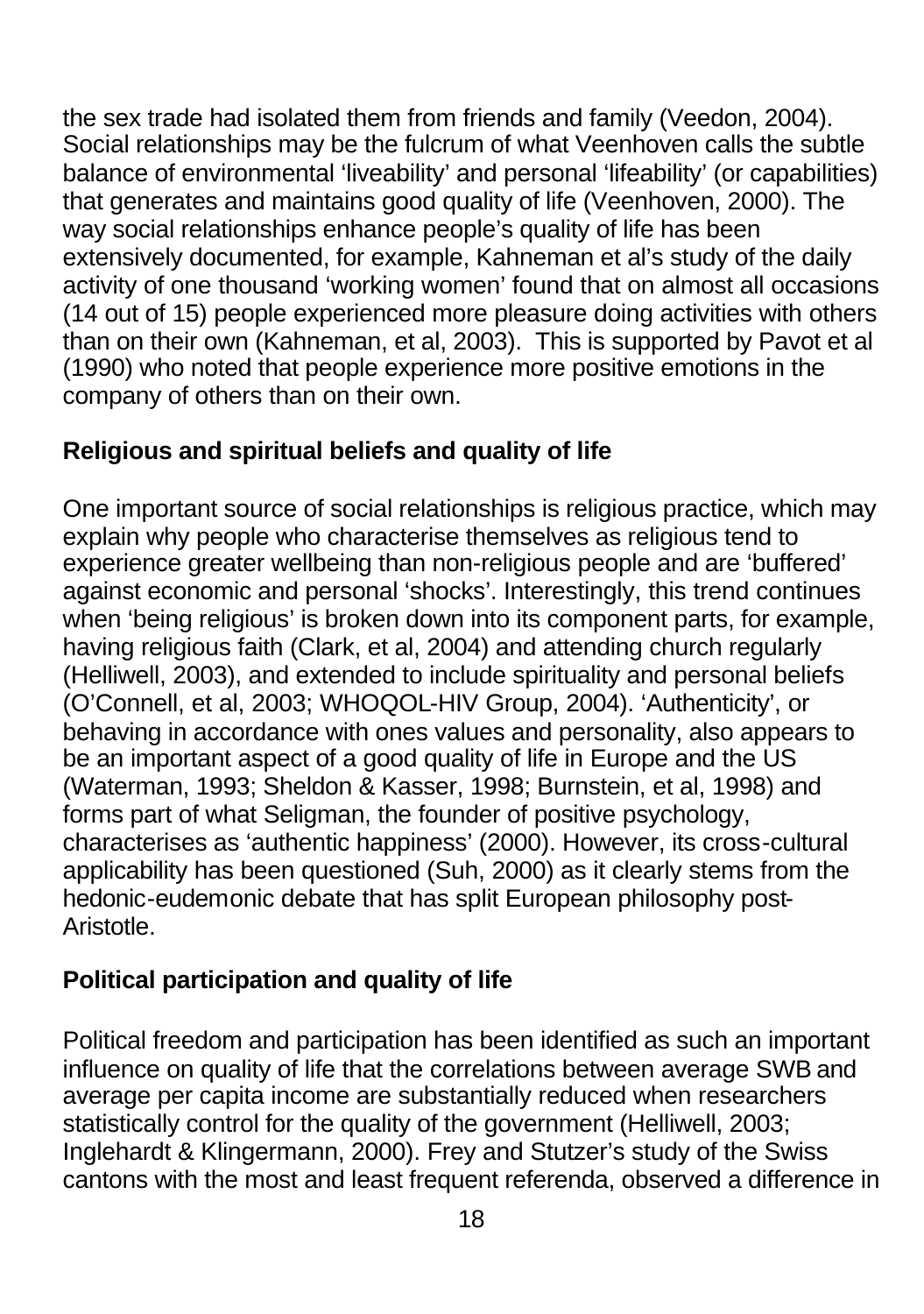the sex trade had isolated them from friends and family (Veedon, 2004). Social relationships may be the fulcrum of what Veenhoven calls the subtle balance of environmental 'liveability' and personal 'lifeability' (or capabilities) that generates and maintains good quality of life (Veenhoven, 2000). The way social relationships enhance people's quality of life has been extensively documented, for example, Kahneman et al's study of the daily activity of one thousand 'working women' found that on almost all occasions (14 out of 15) people experienced more pleasure doing activities with others than on their own (Kahneman, et al, 2003). This is supported by Pavot et al (1990) who noted that people experience more positive emotions in the company of others than on their own.

**Religious and spiritual beliefs and quality of life**

One important source of social relationships is religious practice, which may explain why people who characterise themselves as religious tend to experience greater wellbeing than non-religious people and are 'buffered' against economic and personal 'shocks'. Interestingly, this trend continues when 'being religious' is broken down into its component parts, for example, having religious faith (Clark, et al, 2004) and attending church regularly (Helliwell, 2003), and extended to include spirituality and personal beliefs (O'Connell, et al, 2003; WHOQOL-HIV Group, 2004). 'Authenticity', or behaving in accordance with ones values and personality, also appears to be an important aspect of a good quality of life in Europe and the US (Waterman, 1993; Sheldon & Kasser, 1998; Burnstein, et al, 1998) and forms part of what Seligman, the founder of positive psychology, characterises as 'authentic happiness' (2000). However, its cross-cultural applicability has been questioned (Suh, 2000) as it clearly stems from the hedonic-eudemonic debate that has split European philosophy post-Aristotle.

**Political participation and quality of life**

Political freedom and participation has been identified as such an important influence on quality of life that the correlations between average SWB and average per capita income are substantially reduced when researchers statistically control for the quality of the government (Helliwell, 2003; Inglehardt & Klingermann, 2000). Frey and Stutzer's study of the Swiss cantons with the most and least frequent referenda, observed a difference in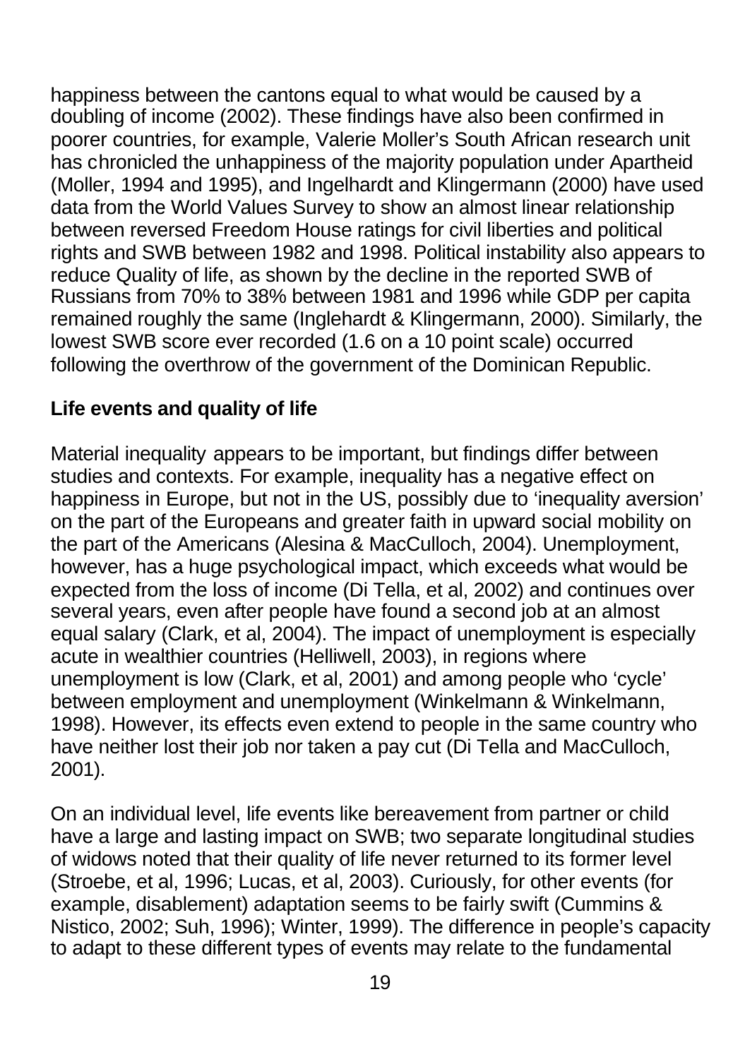happiness between the cantons equal to what would be caused by a doubling of income (2002). These findings have also been confirmed in poorer countries, for example, Valerie Moller's South African research unit has chronicled the unhappiness of the majority population under Apartheid (Moller, 1994 and 1995), and Ingelhardt and Klingermann (2000) have used data from the World Values Survey to show an almost linear relationship between reversed Freedom House ratings for civil liberties and political rights and SWB between 1982 and 1998. Political instability also appears to reduce Quality of life, as shown by the decline in the reported SWB of Russians from 70% to 38% between 1981 and 1996 while GDP per capita remained roughly the same (Inglehardt & Klingermann, 2000). Similarly, the lowest SWB score ever recorded (1.6 on a 10 point scale) occurred following the overthrow of the government of the Dominican Republic.

**Life events and quality of life**

Material inequality appears to be important, but findings differ between studies and contexts. For example, inequality has a negative effect on happiness in Europe, but not in the US, possibly due to 'inequality aversion' on the part of the Europeans and greater faith in upward social mobility on the part of the Americans (Alesina & MacCulloch, 2004). Unemployment, however, has a huge psychological impact, which exceeds what would be expected from the loss of income (Di Tella, et al, 2002) and continues over several years, even after people have found a second job at an almost equal salary (Clark, et al, 2004). The impact of unemployment is especially acute in wealthier countries (Helliwell, 2003), in regions where unemployment is low (Clark, et al, 2001) and among people who 'cycle' between employment and unemployment (Winkelmann & Winkelmann, 1998). However, its effects even extend to people in the same country who have neither lost their job nor taken a pay cut (Di Tella and MacCulloch, 2001).

On an individual level, life events like bereavement from partner or child have a large and lasting impact on SWB; two separate longitudinal studies of widows noted that their quality of life never returned to its former level (Stroebe, et al, 1996; Lucas, et al, 2003). Curiously, for other events (for example, disablement) adaptation seems to be fairly swift (Cummins & Nistico, 2002; Suh, 1996); Winter, 1999). The difference in people's capacity to adapt to these different types of events may relate to the fundamental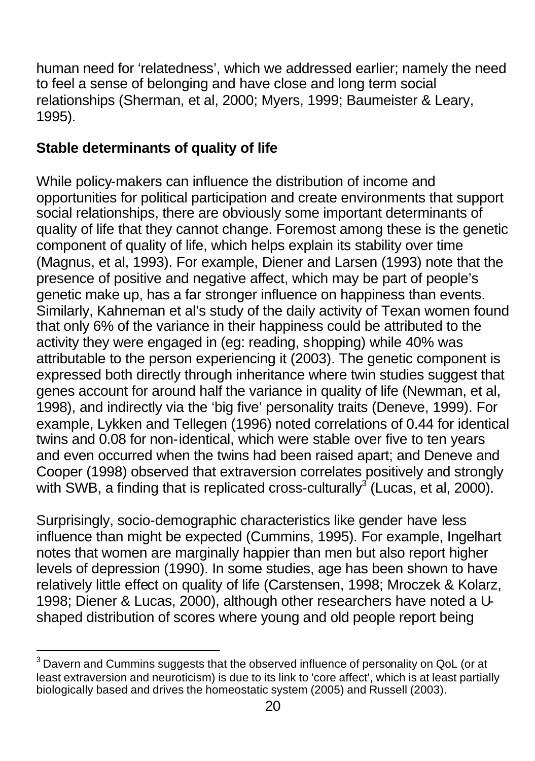human need for 'relatedness', which we addressed earlier; namely the need to feel a sense of belonging and have close and long term social relationships (Sherman, et al, 2000; Myers, 1999; Baumeister & Leary, 1995).

**Stable determinants of quality of life**

While policy-makers can influence the distribution of income and opportunities for political participation and create environments that support social relationships, there are obviously some important determinants of quality of life that they cannot change. Foremost among these is the genetic component of quality of life, which helps explain its stability over time (Magnus, et al, 1993). For example, Diener and Larsen (1993) note that the presence of positive and negative affect, which may be part of people's genetic make up, has a far stronger influence on happiness than events. Similarly, Kahneman et al's study of the daily activity of Texan women found that only 6% of the variance in their happiness could be attributed to the activity they were engaged in (eg: reading, shopping) while 40% was attributable to the person experiencing it (2003). The genetic component is expressed both directly through inheritance where twin studies suggest that genes account for around half the variance in quality of life (Newman, et al, 1998), and indirectly via the 'big five' personality traits (Deneve, 1999). For example, Lykken and Tellegen (1996) noted correlations of 0.44 for identical twins and 0.08 for non-identical, which were stable over five to ten years and even occurred when the twins had been raised apart; and Deneve and Cooper (1998) observed that extraversion correlates positively and strongly with SWB, a finding that is replicated cross-culturally[3] (Lucas, et al, 2000).

Surprisingly, socio-demographic characteristics like gender have less influence than might be expected (Cummins, 1995). For example, Ingelhart notes that women are marginally happier than men but also report higher levels of depression (1990). In some studies, age has been shown to have relatively little effect on quality of life (Carstensen, 1998; Mroczek & Kolarz, 1998; Diener & Lucas, 2000), although other researchers have noted a U-shaped distribution of scores where young and old people report being

[3] Davern and Cummins suggests that the observed influence of personality on QoL (or at least extraversion and neuroticism) is due to its link to 'core affect', which is at least partially biologically based and drives the homeostatic system (2005) and Russell (2003).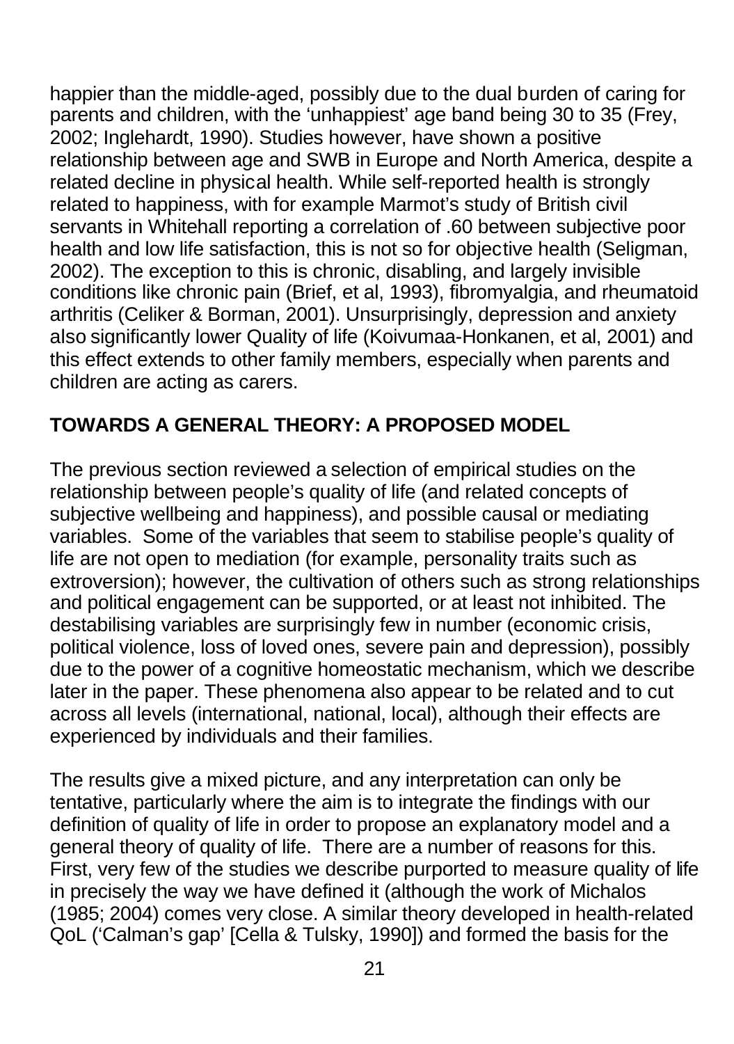happier than the middle-aged, possibly due to the dual burden of caring for parents and children, with the 'unhappiest' age band being 30 to 35 (Frey, 2002; Inglehardt, 1990). Studies however, have shown a positive relationship between age and SWB in Europe and North America, despite a related decline in physical health. While self-reported health is strongly related to happiness, with for example Marmot's study of British civil servants in Whitehall reporting a correlation of .60 between subjective poor health and low life satisfaction, this is not so for objective health (Seligman, 2002). The exception to this is chronic, disabling, and largely invisible conditions like chronic pain (Brief, et al, 1993), fibromyalgia, and rheumatoid arthritis (Celiker & Borman, 2001). Unsurprisingly, depression and anxiety also significantly lower Quality of life (Koivumaa-Honkanen, et al, 2001) and this effect extends to other family members, especially when parents and children are acting as carers.

## TOWARDS A GENERAL THEORY: A PROPOSED MODEL

The previous section reviewed a selection of empirical studies on the relationship between people's quality of life (and related concepts of subjective wellbeing and happiness), and possible causal or mediating variables. Some of the variables that seem to stabilise people's quality of life are not open to mediation (for example, personality traits such as extroversion); however, the cultivation of others such as strong relationships and political engagement can be supported, or at least not inhibited. The destabilising variables are surprisingly few in number (economic crisis, political violence, loss of loved ones, severe pain and depression), possibly due to the power of a cognitive homeostatic mechanism, which we describe later in the paper. These phenomena also appear to be related and to cut across all levels (international, national, local), although their effects are experienced by individuals and their families.

The results give a mixed picture, and any interpretation can only be tentative, particularly where the aim is to integrate the findings with our definition of quality of life in order to propose an explanatory model and a general theory of quality of life. There are a number of reasons for this. First, very few of the studies we describe purported to measure quality of life in precisely the way we have defined it (although the work of Michalos (1985; 2004) comes very close. A similar theory developed in health-related QoL ('Calman's gap' [Cella & Tulsky, 1990]) and formed the basis for the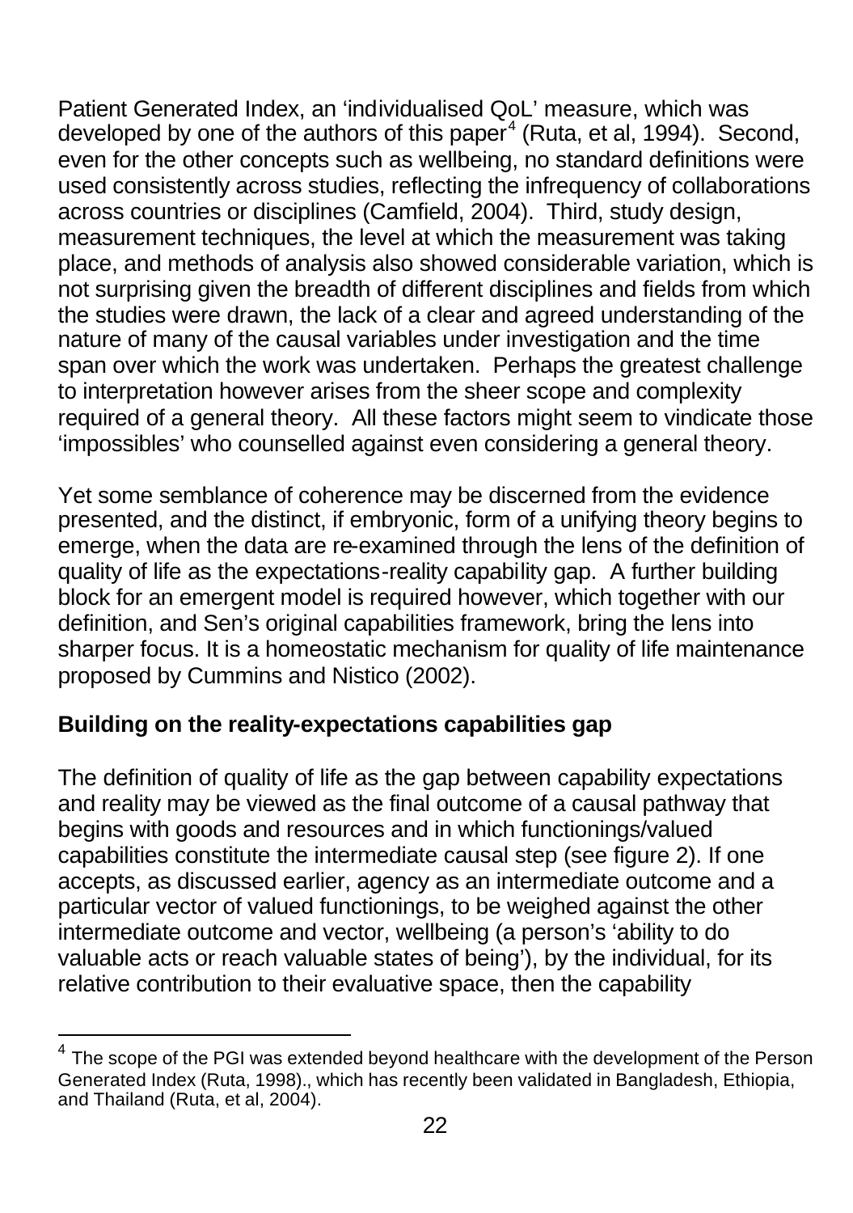Patient Generated Index, an 'individualised QoL' measure, which was developed by one of the authors of this paper[4] (Ruta, et al, 1994). Second, even for the other concepts such as wellbeing, no standard definitions were used consistently across studies, reflecting the infrequency of collaborations across countries or disciplines (Camfield, 2004). Third, study design, measurement techniques, the level at which the measurement was taking place, and methods of analysis also showed considerable variation, which is not surprising given the breadth of different disciplines and fields from which the studies were drawn, the lack of a clear and agreed understanding of the nature of many of the causal variables under investigation and the time span over which the work was undertaken. Perhaps the greatest challenge to interpretation however arises from the sheer scope and complexity required of a general theory. All these factors might seem to vindicate those 'impossibles' who counselled against even considering a general theory.

Yet some semblance of coherence may be discerned from the evidence presented, and the distinct, if embryonic, form of a unifying theory begins to emerge, when the data are re-examined through the lens of the definition of quality of life as the expectations-reality capability gap. A further building block for an emergent model is required however, which together with our definition, and Sen's original capabilities framework, bring the lens into sharper focus. It is a homeostatic mechanism for quality of life maintenance proposed by Cummins and Nistico (2002).

## Building on the reality-expectations capabilities gap

The definition of quality of life as the gap between capability expectations and reality may be viewed as the final outcome of a causal pathway that begins with goods and resources and in which functionings/valued capabilities constitute the intermediate causal step (see figure 2). If one accepts, as discussed earlier, agency as an intermediate outcome and a particular vector of valued functionings, to be weighed against the other intermediate outcome and vector, wellbeing (a person's 'ability to do valuable acts or reach valuable states of being'), by the individual, for its relative contribution to their evaluative space, then the capability

[4] The scope of the PGI was extended beyond healthcare with the development of the Person Generated Index (Ruta, 1998)., which has recently been validated in Bangladesh, Ethiopia, and Thailand (Ruta, et al, 2004).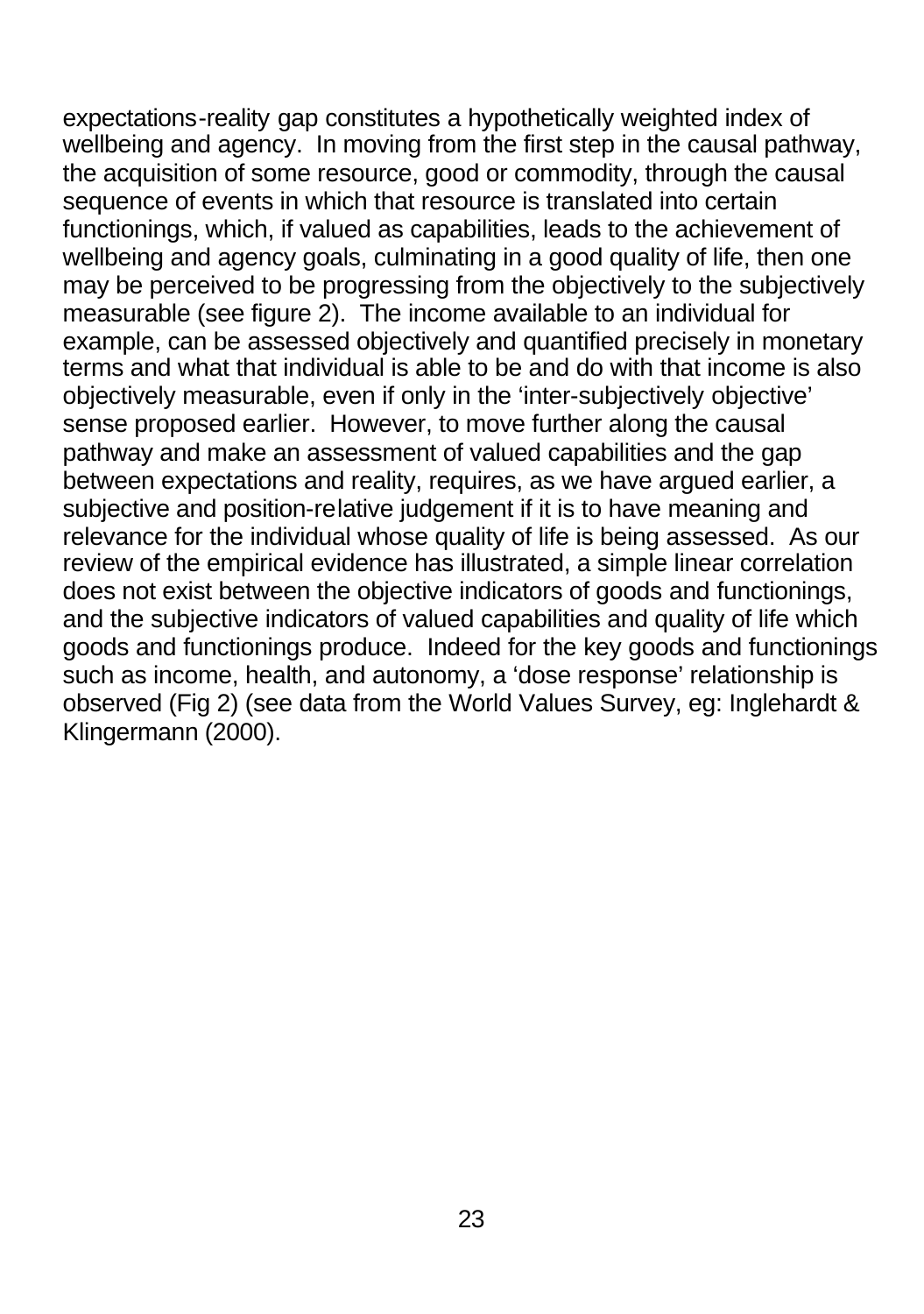expectations-reality gap constitutes a hypothetically weighted index of wellbeing and agency. In moving from the first step in the causal pathway, the acquisition of some resource, good or commodity, through the causal sequence of events in which that resource is translated into certain functionings, which, if valued as capabilities, leads to the achievement of wellbeing and agency goals, culminating in a good quality of life, then one may be perceived to be progressing from the objectively to the subjectively measurable (see figure 2). The income available to an individual for example, can be assessed objectively and quantified precisely in monetary terms and what that individual is able to be and do with that income is also objectively measurable, even if only in the 'inter-subjectively objective' sense proposed earlier. However, to move further along the causal pathway and make an assessment of valued capabilities and the gap between expectations and reality, requires, as we have argued earlier, a subjective and position-relative judgement if it is to have meaning and relevance for the individual whose quality of life is being assessed. As our review of the empirical evidence has illustrated, a simple linear correlation does not exist between the objective indicators of goods and functionings, and the subjective indicators of valued capabilities and quality of life which goods and functionings produce. Indeed for the key goods and functionings such as income, health, and autonomy, a 'dose response' relationship is observed (Fig 2) (see data from the World Values Survey, eg: Inglehardt & Klingermann (2000).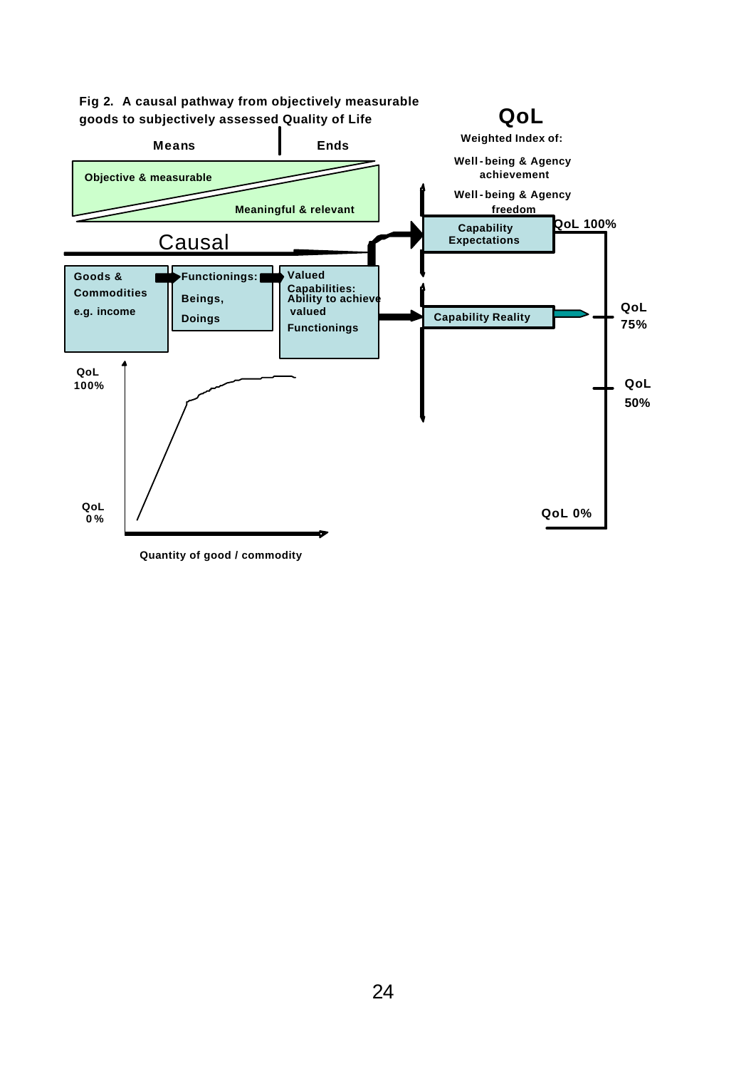**Fig 2. A causal pathway from objectively measurable goods to subjectively assessed Quality of Life**

Means | Ends

Objective & measurable

Meaningful & relevant

Causal

Goods & Commodities e.g. income

Functionings: Beings, Doings

Valued Capabilities: Ability to achieve valued Functionings

**QoL**

Weighted Index of:

Well-being & Agency achievement

Well-being & Agency freedom

Capability Expectations

Capability Reality

QoL 100%

QoL 75%

QoL 50%

QoL 0%

QoL 100%

QoL 0%

Quantity of good / commodity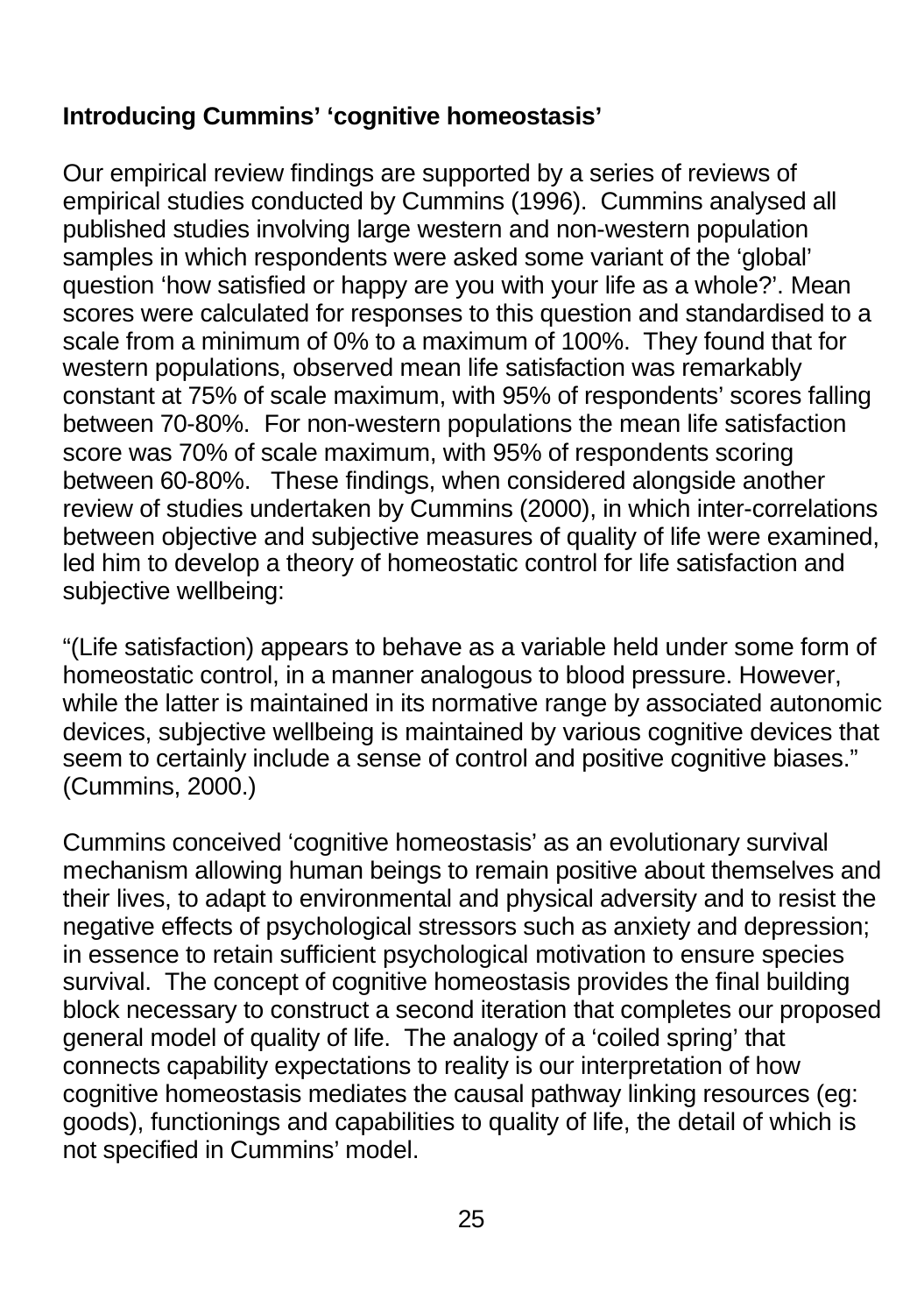**Introducing Cummins' 'cognitive homeostasis'**

Our empirical review findings are supported by a series of reviews of empirical studies conducted by Cummins (1996). Cummins analysed all published studies involving large western and non-western population samples in which respondents were asked some variant of the 'global' question 'how satisfied or happy are you with your life as a whole?'. Mean scores were calculated for responses to this question and standardised to a scale from a minimum of 0% to a maximum of 100%. They found that for western populations, observed mean life satisfaction was remarkably constant at 75% of scale maximum, with 95% of respondents' scores falling between 70-80%. For non-western populations the mean life satisfaction score was 70% of scale maximum, with 95% of respondents scoring between 60-80%. These findings, when considered alongside another review of studies undertaken by Cummins (2000), in which inter-correlations between objective and subjective measures of quality of life were examined, led him to develop a theory of homeostatic control for life satisfaction and subjective wellbeing:

"(Life satisfaction) appears to behave as a variable held under some form of homeostatic control, in a manner analogous to blood pressure. However, while the latter is maintained in its normative range by associated autonomic devices, subjective wellbeing is maintained by various cognitive devices that seem to certainly include a sense of control and positive cognitive biases." (Cummins, 2000.)

Cummins conceived 'cognitive homeostasis' as an evolutionary survival mechanism allowing human beings to remain positive about themselves and their lives, to adapt to environmental and physical adversity and to resist the negative effects of psychological stressors such as anxiety and depression; in essence to retain sufficient psychological motivation to ensure species survival. The concept of cognitive homeostasis provides the final building block necessary to construct a second iteration that completes our proposed general model of quality of life. The analogy of a 'coiled spring' that connects capability expectations to reality is our interpretation of how cognitive homeostasis mediates the causal pathway linking resources (eg: goods), functionings and capabilities to quality of life, the detail of which is not specified in Cummins' model.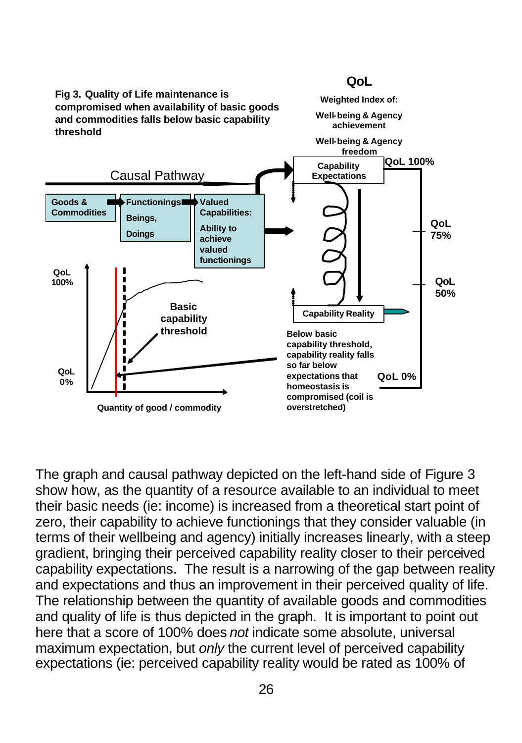**Fig 3. Quality of Life maintenance is compromised when availability of basic goods and commodities falls below basic capability threshold**

**QoL**

**Weighted Index of:**

**Well-being & Agency achievement**

**Well-being & Agency freedom**

Causal Pathway

**Goods & Commodities** → **Functionings: Beings, Doings** → **Valued Capabilities: Ability to achieve valued functionings**

**Capability Expectations** — **QoL 100%**

**QoL 75%**

**QoL 50%**

**Capability Reality**

**QoL 0%**

**Below basic capability threshold, capability reality falls so far below expectations that homeostasis is compromised (coil is overstretched)**

**QoL 100%**

**Basic capability threshold**

**QoL 0%**

**Quantity of good / commodity**

The graph and causal pathway depicted on the left-hand side of Figure 3 show how, as the quantity of a resource available to an individual to meet their basic needs (ie: income) is increased from a theoretical start point of zero, their capability to achieve functionings that they consider valuable (in terms of their wellbeing and agency) initially increases linearly, with a steep gradient, bringing their perceived capability reality closer to their perceived capability expectations. The result is a narrowing of the gap between reality and expectations and thus an improvement in their perceived quality of life. The relationship between the quantity of available goods and commodities and quality of life is thus depicted in the graph. It is important to point out here that a score of 100% does *not* indicate some absolute, universal maximum expectation, but *only* the current level of perceived capability expectations (ie: perceived capability reality would be rated as 100% of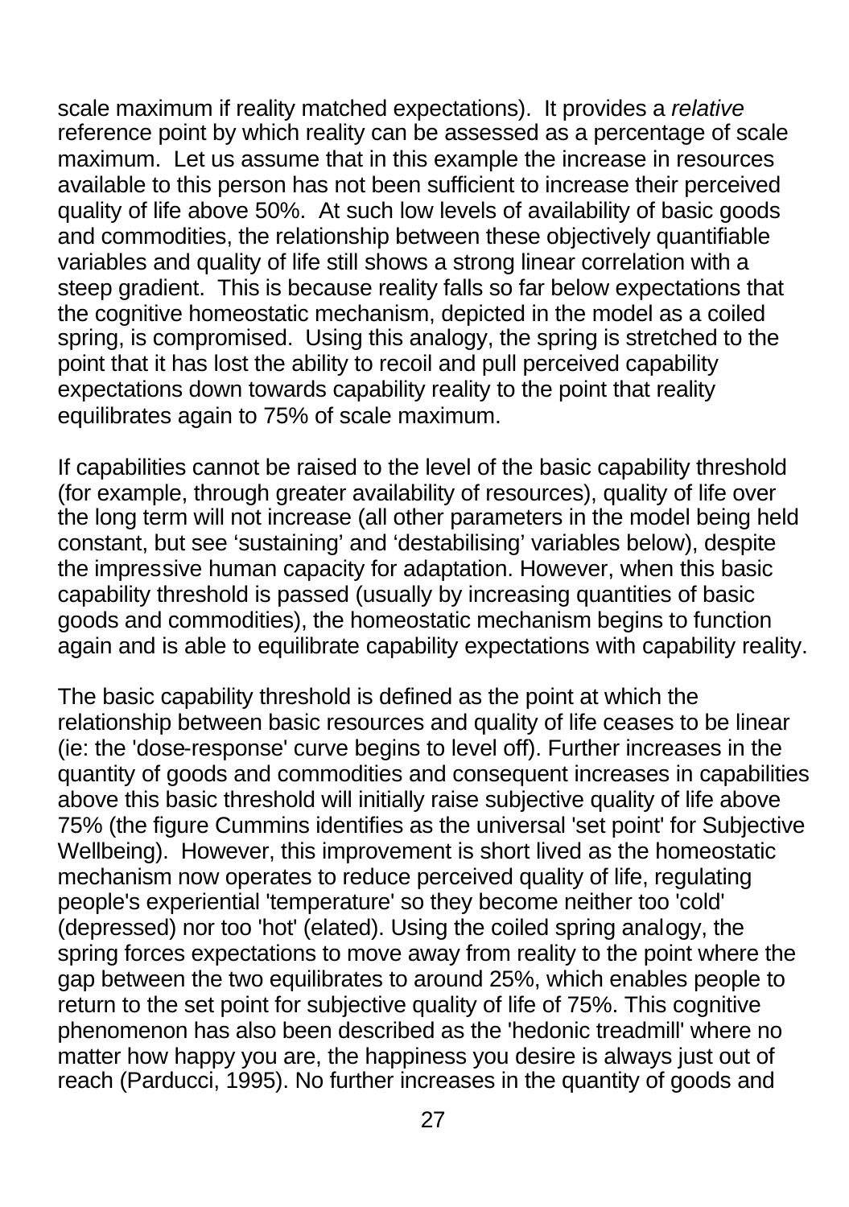scale maximum if reality matched expectations). It provides a *relative* reference point by which reality can be assessed as a percentage of scale maximum. Let us assume that in this example the increase in resources available to this person has not been sufficient to increase their perceived quality of life above 50%. At such low levels of availability of basic goods and commodities, the relationship between these objectively quantifiable variables and quality of life still shows a strong linear correlation with a steep gradient. This is because reality falls so far below expectations that the cognitive homeostatic mechanism, depicted in the model as a coiled spring, is compromised. Using this analogy, the spring is stretched to the point that it has lost the ability to recoil and pull perceived capability expectations down towards capability reality to the point that reality equilibrates again to 75% of scale maximum.

If capabilities cannot be raised to the level of the basic capability threshold (for example, through greater availability of resources), quality of life over the long term will not increase (all other parameters in the model being held constant, but see 'sustaining' and 'destabilising' variables below), despite the impressive human capacity for adaptation. However, when this basic capability threshold is passed (usually by increasing quantities of basic goods and commodities), the homeostatic mechanism begins to function again and is able to equilibrate capability expectations with capability reality.

The basic capability threshold is defined as the point at which the relationship between basic resources and quality of life ceases to be linear (ie: the 'dose-response' curve begins to level off). Further increases in the quantity of goods and commodities and consequent increases in capabilities above this basic threshold will initially raise subjective quality of life above 75% (the figure Cummins identifies as the universal 'set point' for Subjective Wellbeing). However, this improvement is short lived as the homeostatic mechanism now operates to reduce perceived quality of life, regulating people's experiential 'temperature' so they become neither too 'cold' (depressed) nor too 'hot' (elated). Using the coiled spring analogy, the spring forces expectations to move away from reality to the point where the gap between the two equilibrates to around 25%, which enables people to return to the set point for subjective quality of life of 75%. This cognitive phenomenon has also been described as the 'hedonic treadmill' where no matter how happy you are, the happiness you desire is always just out of reach (Parducci, 1995). No further increases in the quantity of goods and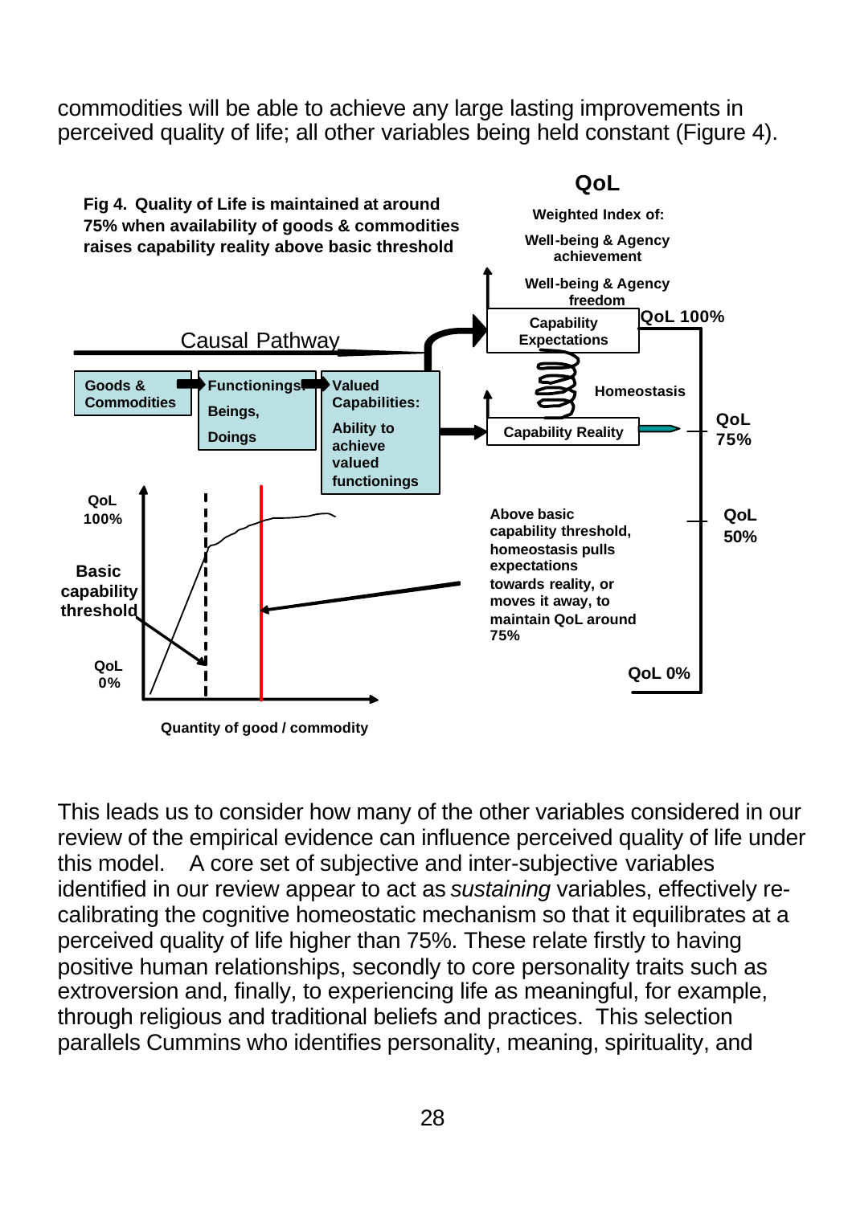commodities will be able to achieve any large lasting improvements in perceived quality of life; all other variables being held constant (Figure 4).

**Fig 4. Quality of Life is maintained at around 75% when availability of goods & commodities raises capability reality above basic threshold**

**QoL**

**Weighted Index of:**

**Well-being & Agency achievement**

**Well-being & Agency freedom**

Causal Pathway

**Goods & Commodities** → **Functionings** **Beings,** **Doings** → **Valued Capabilities:** **Ability to achieve valued functionings**

**Capability Expectations** — **QoL 100%**

**Homeostasis**

**Capability Reality** — **QoL 75%**

**QoL 50%**

**QoL 0%**

**QoL 100%**

**Basic capability threshold**

**QoL 0%**

**Quantity of good / commodity**

**Above basic capability threshold, homeostasis pulls expectations towards reality, or moves it away, to maintain QoL around 75%**

This leads us to consider how many of the other variables considered in our review of the empirical evidence can influence perceived quality of life under this model. A core set of subjective and inter-subjective variables identified in our review appear to act as *sustaining* variables, effectively re-calibrating the cognitive homeostatic mechanism so that it equilibrates at a perceived quality of life higher than 75%. These relate firstly to having positive human relationships, secondly to core personality traits such as extroversion and, finally, to experiencing life as meaningful, for example, through religious and traditional beliefs and practices. This selection parallels Cummins who identifies personality, meaning, spirituality, and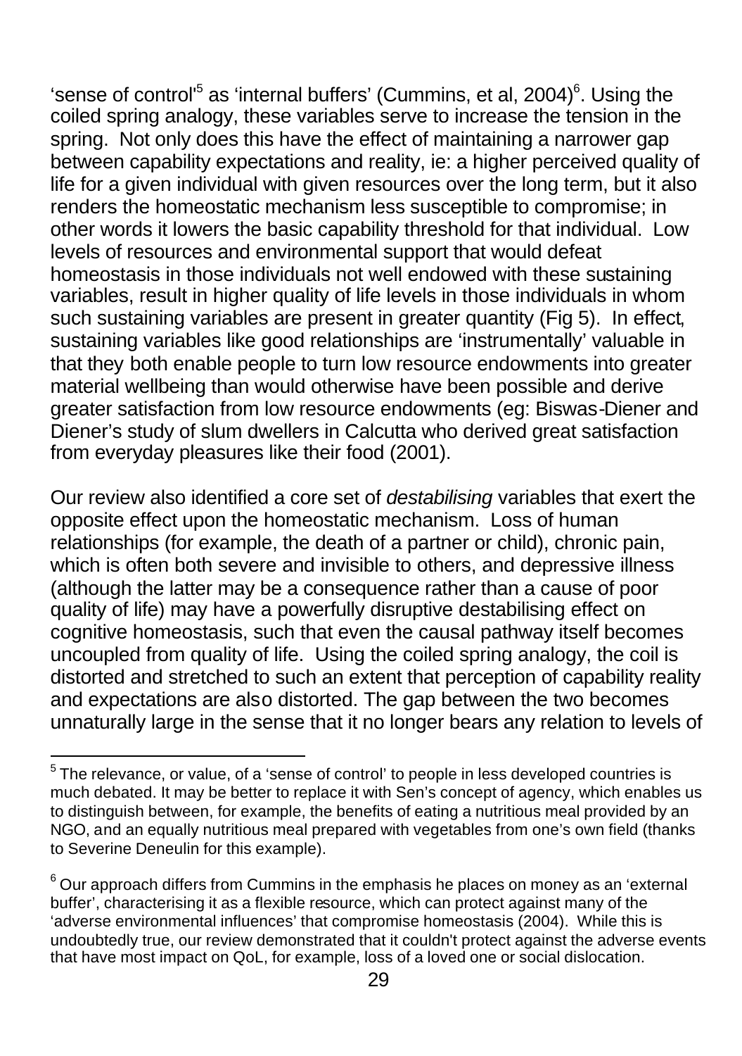'sense of control'[5] as 'internal buffers' (Cummins, et al, 2004)[6]. Using the coiled spring analogy, these variables serve to increase the tension in the spring. Not only does this have the effect of maintaining a narrower gap between capability expectations and reality, ie: a higher perceived quality of life for a given individual with given resources over the long term, but it also renders the homeostatic mechanism less susceptible to compromise; in other words it lowers the basic capability threshold for that individual. Low levels of resources and environmental support that would defeat homeostasis in those individuals not well endowed with these sustaining variables, result in higher quality of life levels in those individuals in whom such sustaining variables are present in greater quantity (Fig 5). In effect, sustaining variables like good relationships are 'instrumentally' valuable in that they both enable people to turn low resource endowments into greater material wellbeing than would otherwise have been possible and derive greater satisfaction from low resource endowments (eg: Biswas-Diener and Diener's study of slum dwellers in Calcutta who derived great satisfaction from everyday pleasures like their food (2001).

Our review also identified a core set of *destabilising* variables that exert the opposite effect upon the homeostatic mechanism. Loss of human relationships (for example, the death of a partner or child), chronic pain, which is often both severe and invisible to others, and depressive illness (although the latter may be a consequence rather than a cause of poor quality of life) may have a powerfully disruptive destabilising effect on cognitive homeostasis, such that even the causal pathway itself becomes uncoupled from quality of life. Using the coiled spring analogy, the coil is distorted and stretched to such an extent that perception of capability reality and expectations are also distorted. The gap between the two becomes unnaturally large in the sense that it no longer bears any relation to levels of

---

[5] The relevance, or value, of a 'sense of control' to people in less developed countries is much debated. It may be better to replace it with Sen's concept of agency, which enables us to distinguish between, for example, the benefits of eating a nutritious meal provided by an NGO, and an equally nutritious meal prepared with vegetables from one's own field (thanks to Severine Deneulin for this example).

[6] Our approach differs from Cummins in the emphasis he places on money as an 'external buffer', characterising it as a flexible resource, which can protect against many of the 'adverse environmental influences' that compromise homeostasis (2004). While this is undoubtedly true, our review demonstrated that it couldn't protect against the adverse events that have most impact on QoL, for example, loss of a loved one or social dislocation.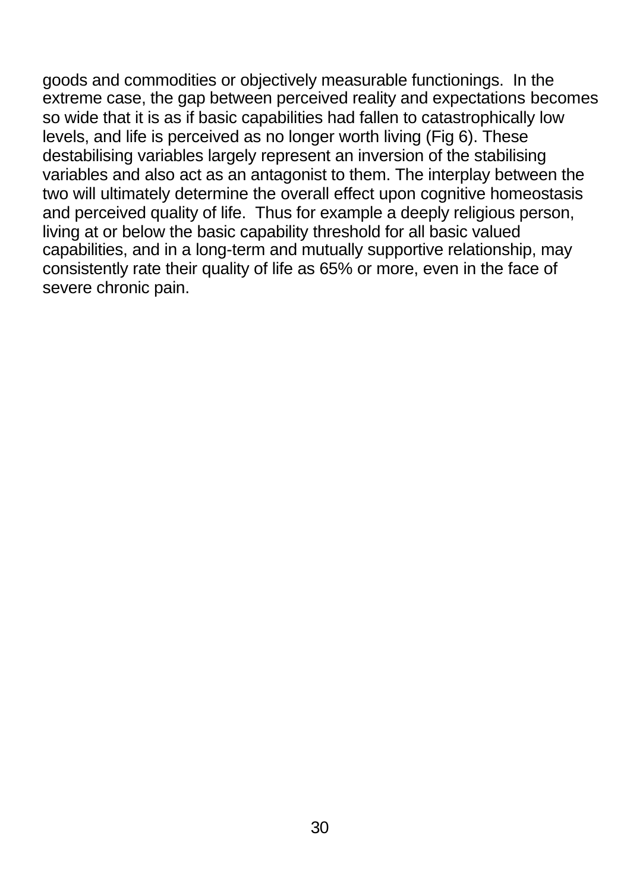goods and commodities or objectively measurable functionings. In the extreme case, the gap between perceived reality and expectations becomes so wide that it is as if basic capabilities had fallen to catastrophically low levels, and life is perceived as no longer worth living (Fig 6). These destabilising variables largely represent an inversion of the stabilising variables and also act as an antagonist to them. The interplay between the two will ultimately determine the overall effect upon cognitive homeostasis and perceived quality of life. Thus for example a deeply religious person, living at or below the basic capability threshold for all basic valued capabilities, and in a long-term and mutually supportive relationship, may consistently rate their quality of life as 65% or more, even in the face of severe chronic pain.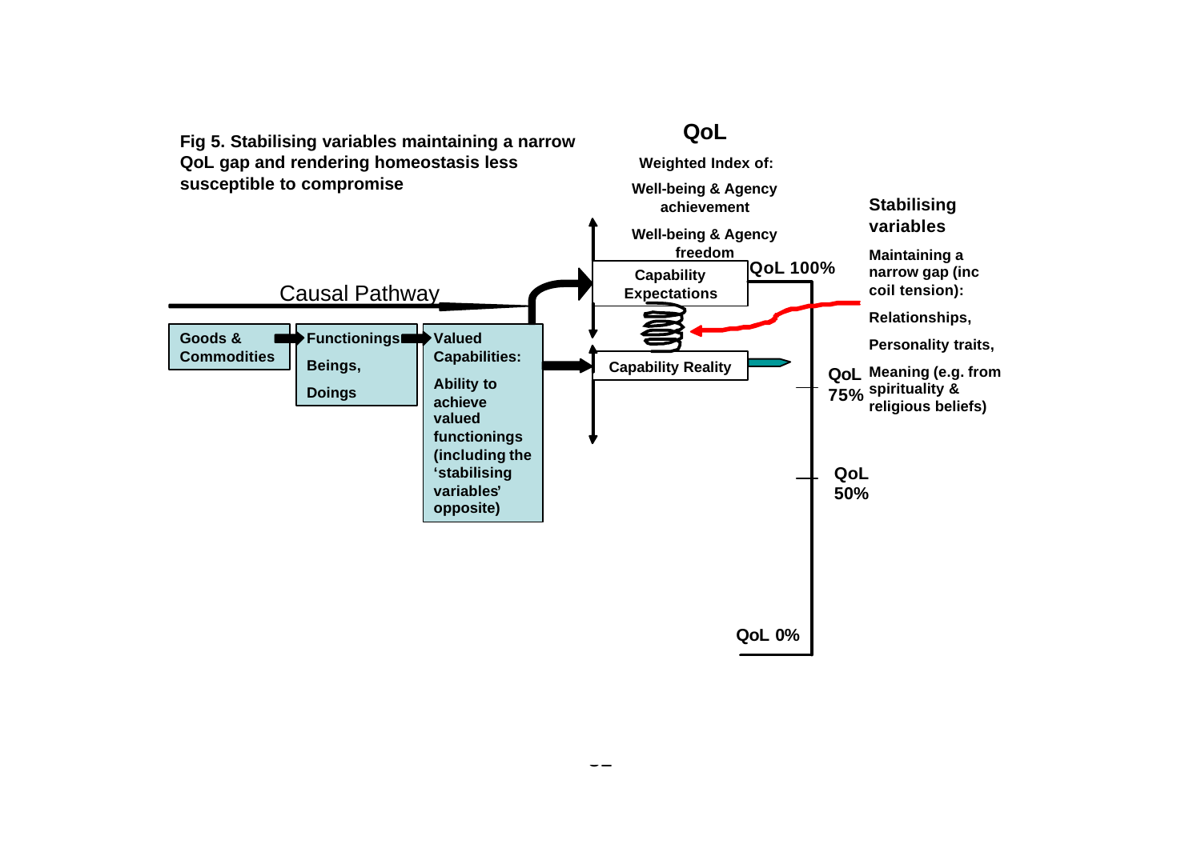**Fig 5. Stabilising variables maintaining a narrow QoL gap and rendering homeostasis less susceptible to compromise**

**QoL**

**Weighted Index of:**

**Well-being & Agency achievement**

**Well-being & Agency freedom**

Causal Pathway

**Goods & Commodities** → **Functionings** **Beings,** **Doings** → **Valued Capabilities:** **Ability to achieve valued functionings (including the 'stabilising variables' opposite)**

**Capability Expectations**

**Capability Reality**

**QoL 100%**

**QoL 75%**

**QoL 50%**

**QoL 0%**

**Stabilising variables**

**Maintaining a narrow gap (inc coil tension):**

**Relationships,**

**Personality traits,**

**Meaning (e.g. from spirituality & religious beliefs)**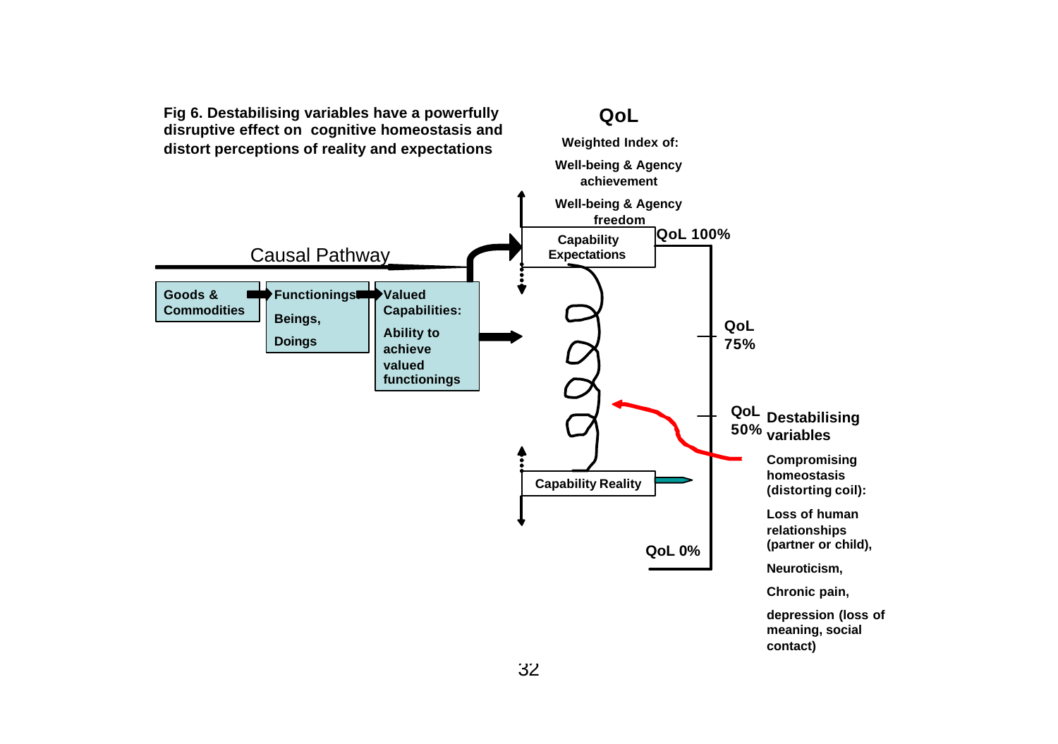**Fig 6. Destabilising variables have a powerfully disruptive effect on cognitive homeostasis and distort perceptions of reality and expectations**

**QoL**

**Weighted Index of:**

**Well-being & Agency achievement**

**Well-being & Agency freedom**

Causal Pathway

**Goods & Commodities** → **Functionings** **Beings, Doings** → **Valued Capabilities: Ability to achieve valued functionings**

**Capability Expectations**

**QoL 100%**

**QoL 75%**

**QoL 50%**

**Capability Reality**

**QoL 0%**

**Destabilising variables**

**Compromising homeostasis (distorting coil):**

**Loss of human relationships (partner or child),**

**Neuroticism,**

**Chronic pain,**

**depression (loss of meaning, social contact)**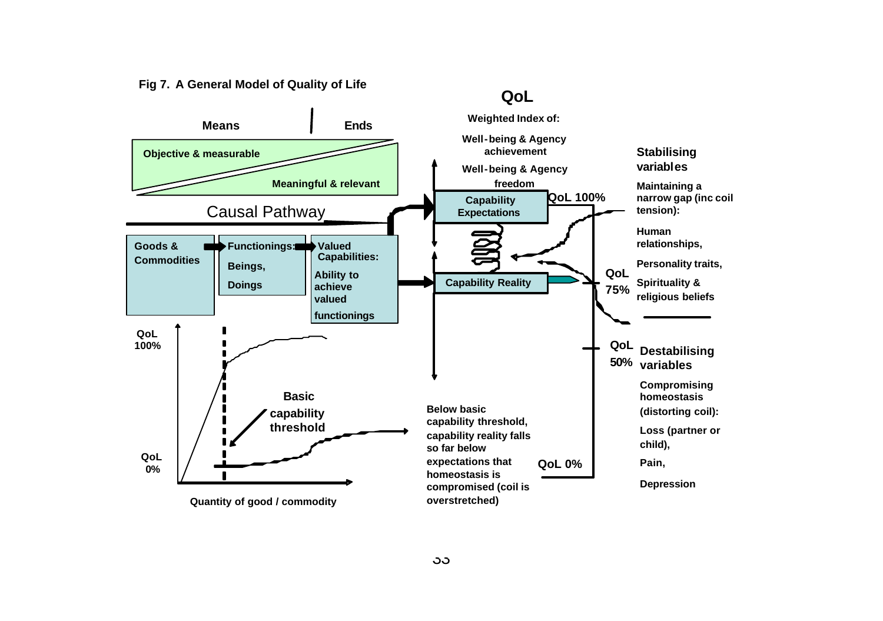**Fig 7. A General Model of Quality of Life**

**Means** | **Ends**

**Objective & measurable**

**Meaningful & relevant**

Causal Pathway

**Goods & Commodities** → **Functionings: Beings, Doings** → **Valued Capabilities: Ability to achieve valued functionings**

**QoL**

**Weighted Index of:**

**Well-being & Agency achievement**

**Well-being & Agency freedom**

**Capability Expectations**

**Capability Reality**

**QoL 100%**

**QoL 75%**

**QoL 50%**

**QoL 0%**

**Stabilising variables**

**Maintaining a narrow gap (inc coil tension):**

**Human relationships,**

**Personality traits,**

**Spirituality & religious beliefs**

**Destabilising variables**

**Compromising homeostasis (distorting coil):**

**Loss (partner or child),**

**Pain,**

**Depression**

**QoL 100%**

**QoL 0%**

**Basic capability threshold**

**Quantity of good / commodity**

**Below basic capability threshold, capability reality falls so far below expectations that homeostasis is compromised (coil is overstretched)**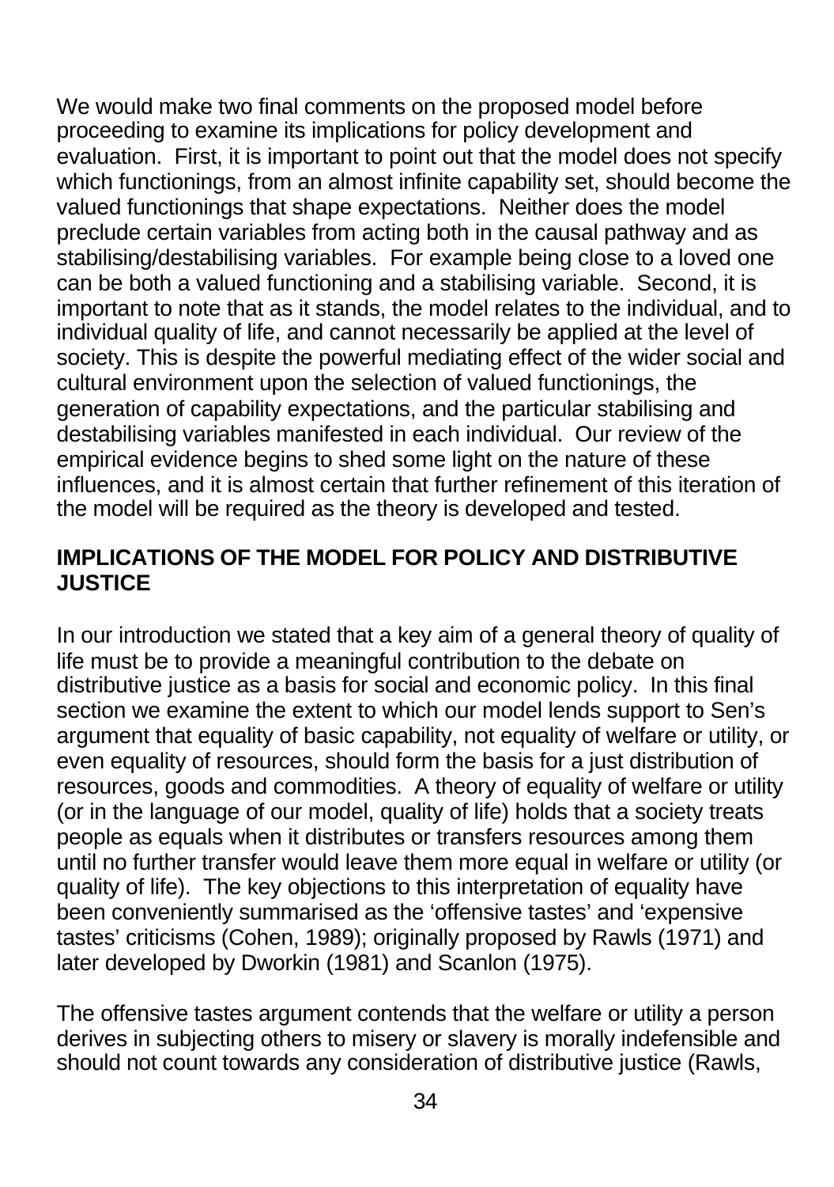We would make two final comments on the proposed model before proceeding to examine its implications for policy development and evaluation. First, it is important to point out that the model does not specify which functionings, from an almost infinite capability set, should become the valued functionings that shape expectations. Neither does the model preclude certain variables from acting both in the causal pathway and as stabilising/destabilising variables. For example being close to a loved one can be both a valued functioning and a stabilising variable. Second, it is important to note that as it stands, the model relates to the individual, and to individual quality of life, and cannot necessarily be applied at the level of society. This is despite the powerful mediating effect of the wider social and cultural environment upon the selection of valued functionings, the generation of capability expectations, and the particular stabilising and destabilising variables manifested in each individual. Our review of the empirical evidence begins to shed some light on the nature of these influences, and it is almost certain that further refinement of this iteration of the model will be required as the theory is developed and tested.

## IMPLICATIONS OF THE MODEL FOR POLICY AND DISTRIBUTIVE JUSTICE

In our introduction we stated that a key aim of a general theory of quality of life must be to provide a meaningful contribution to the debate on distributive justice as a basis for social and economic policy. In this final section we examine the extent to which our model lends support to Sen's argument that equality of basic capability, not equality of welfare or utility, or even equality of resources, should form the basis for a just distribution of resources, goods and commodities. A theory of equality of welfare or utility (or in the language of our model, quality of life) holds that a society treats people as equals when it distributes or transfers resources among them until no further transfer would leave them more equal in welfare or utility (or quality of life). The key objections to this interpretation of equality have been conveniently summarised as the 'offensive tastes' and 'expensive tastes' criticisms (Cohen, 1989); originally proposed by Rawls (1971) and later developed by Dworkin (1981) and Scanlon (1975).

The offensive tastes argument contends that the welfare or utility a person derives in subjecting others to misery or slavery is morally indefensible and should not count towards any consideration of distributive justice (Rawls,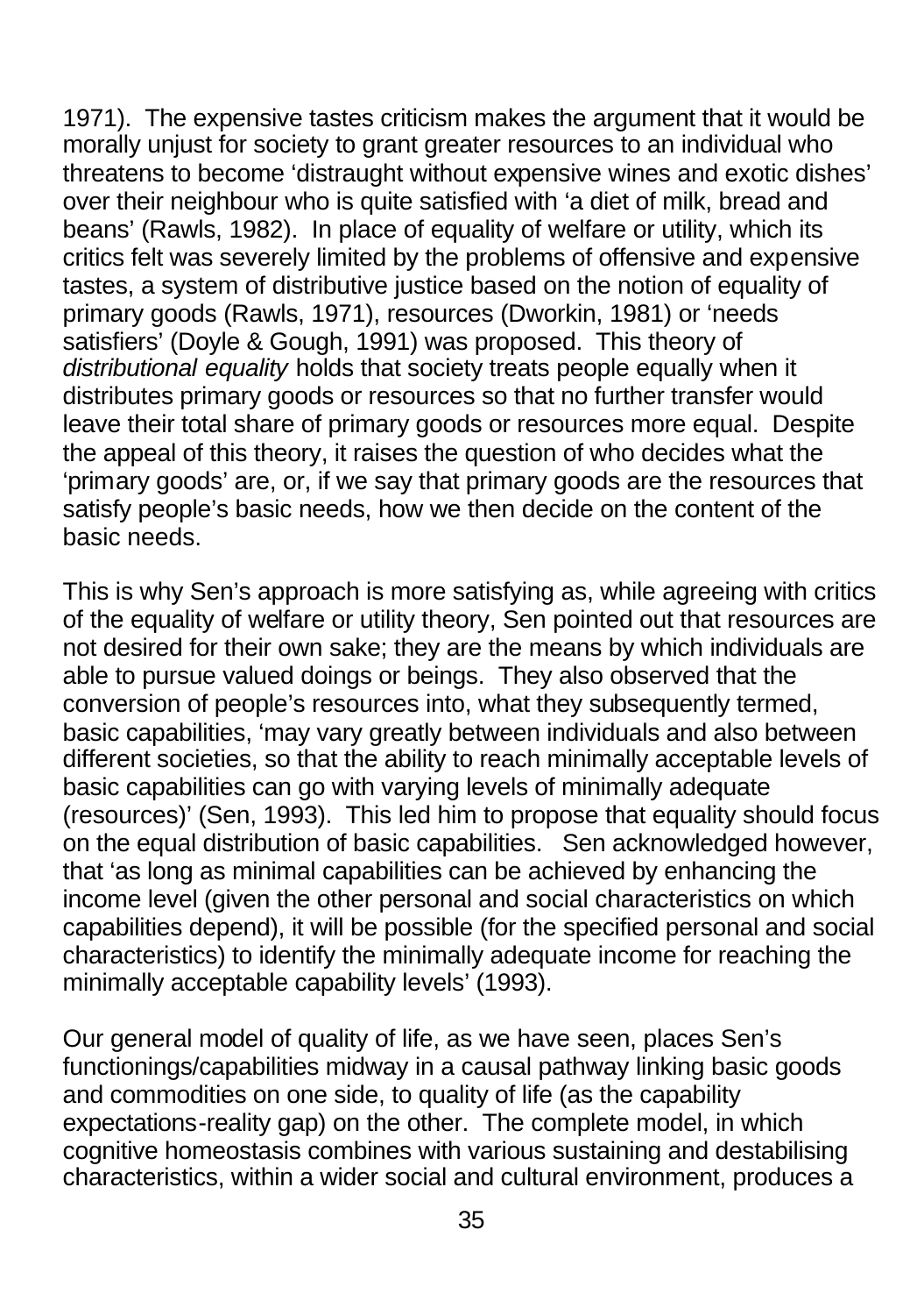1971). The expensive tastes criticism makes the argument that it would be morally unjust for society to grant greater resources to an individual who threatens to become 'distraught without expensive wines and exotic dishes' over their neighbour who is quite satisfied with 'a diet of milk, bread and beans' (Rawls, 1982). In place of equality of welfare or utility, which its critics felt was severely limited by the problems of offensive and expensive tastes, a system of distributive justice based on the notion of equality of primary goods (Rawls, 1971), resources (Dworkin, 1981) or 'needs satisfiers' (Doyle & Gough, 1991) was proposed. This theory of *distributional equality* holds that society treats people equally when it distributes primary goods or resources so that no further transfer would leave their total share of primary goods or resources more equal. Despite the appeal of this theory, it raises the question of who decides what the 'primary goods' are, or, if we say that primary goods are the resources that satisfy people's basic needs, how we then decide on the content of the basic needs.

This is why Sen's approach is more satisfying as, while agreeing with critics of the equality of welfare or utility theory, Sen pointed out that resources are not desired for their own sake; they are the means by which individuals are able to pursue valued doings or beings. They also observed that the conversion of people's resources into, what they subsequently termed, basic capabilities, 'may vary greatly between individuals and also between different societies, so that the ability to reach minimally acceptable levels of basic capabilities can go with varying levels of minimally adequate (resources)' (Sen, 1993). This led him to propose that equality should focus on the equal distribution of basic capabilities. Sen acknowledged however, that 'as long as minimal capabilities can be achieved by enhancing the income level (given the other personal and social characteristics on which capabilities depend), it will be possible (for the specified personal and social characteristics) to identify the minimally adequate income for reaching the minimally acceptable capability levels' (1993).

Our general model of quality of life, as we have seen, places Sen's functionings/capabilities midway in a causal pathway linking basic goods and commodities on one side, to quality of life (as the capability expectations-reality gap) on the other. The complete model, in which cognitive homeostasis combines with various sustaining and destabilising characteristics, within a wider social and cultural environment, produces a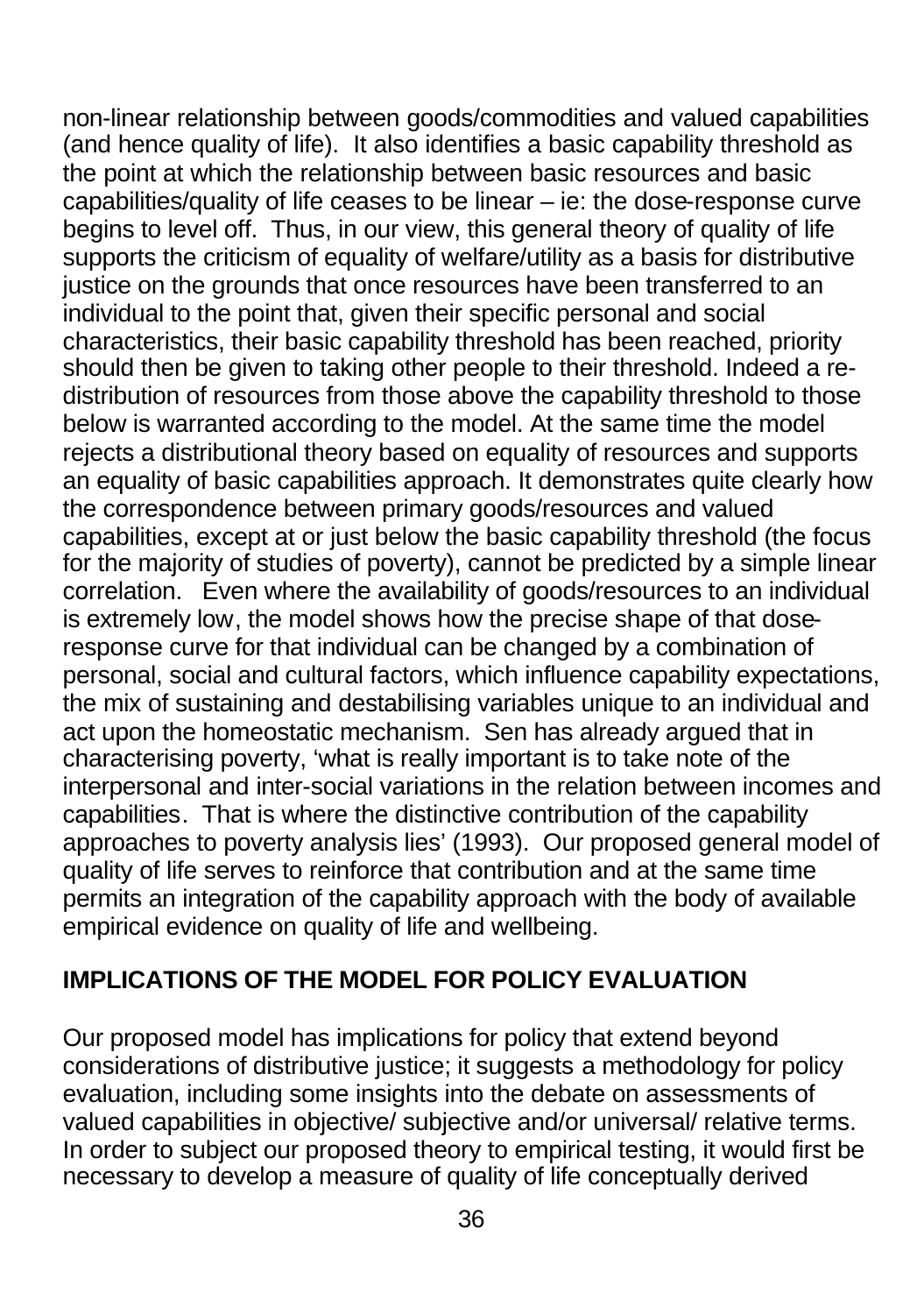non-linear relationship between goods/commodities and valued capabilities (and hence quality of life). It also identifies a basic capability threshold as the point at which the relationship between basic resources and basic capabilities/quality of life ceases to be linear – ie: the dose-response curve begins to level off. Thus, in our view, this general theory of quality of life supports the criticism of equality of welfare/utility as a basis for distributive justice on the grounds that once resources have been transferred to an individual to the point that, given their specific personal and social characteristics, their basic capability threshold has been reached, priority should then be given to taking other people to their threshold. Indeed a re-distribution of resources from those above the capability threshold to those below is warranted according to the model. At the same time the model rejects a distributional theory based on equality of resources and supports an equality of basic capabilities approach. It demonstrates quite clearly how the correspondence between primary goods/resources and valued capabilities, except at or just below the basic capability threshold (the focus for the majority of studies of poverty), cannot be predicted by a simple linear correlation. Even where the availability of goods/resources to an individual is extremely low, the model shows how the precise shape of that dose-response curve for that individual can be changed by a combination of personal, social and cultural factors, which influence capability expectations, the mix of sustaining and destabilising variables unique to an individual and act upon the homeostatic mechanism. Sen has already argued that in characterising poverty, 'what is really important is to take note of the interpersonal and inter-social variations in the relation between incomes and capabilities. That is where the distinctive contribution of the capability approaches to poverty analysis lies' (1993). Our proposed general model of quality of life serves to reinforce that contribution and at the same time permits an integration of the capability approach with the body of available empirical evidence on quality of life and wellbeing.

## IMPLICATIONS OF THE MODEL FOR POLICY EVALUATION

Our proposed model has implications for policy that extend beyond considerations of distributive justice; it suggests a methodology for policy evaluation, including some insights into the debate on assessments of valued capabilities in objective/ subjective and/or universal/ relative terms. In order to subject our proposed theory to empirical testing, it would first be necessary to develop a measure of quality of life conceptually derived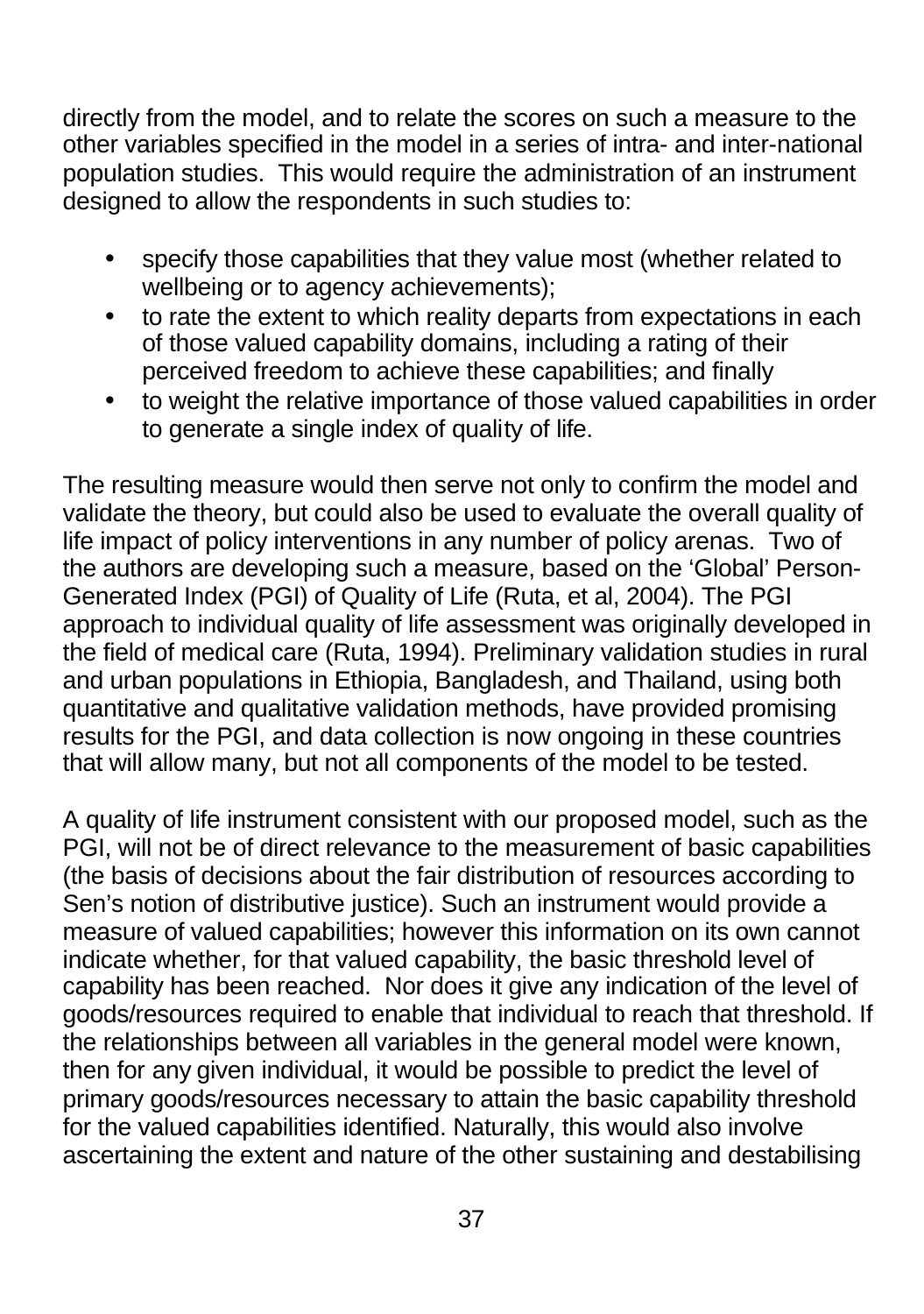directly from the model, and to relate the scores on such a measure to the other variables specified in the model in a series of intra- and inter-national population studies. This would require the administration of an instrument designed to allow the respondents in such studies to:

- specify those capabilities that they value most (whether related to wellbeing or to agency achievements);
- to rate the extent to which reality departs from expectations in each of those valued capability domains, including a rating of their perceived freedom to achieve these capabilities; and finally
- to weight the relative importance of those valued capabilities in order to generate a single index of quality of life.

The resulting measure would then serve not only to confirm the model and validate the theory, but could also be used to evaluate the overall quality of life impact of policy interventions in any number of policy arenas. Two of the authors are developing such a measure, based on the 'Global' Person-Generated Index (PGI) of Quality of Life (Ruta, et al, 2004). The PGI approach to individual quality of life assessment was originally developed in the field of medical care (Ruta, 1994). Preliminary validation studies in rural and urban populations in Ethiopia, Bangladesh, and Thailand, using both quantitative and qualitative validation methods, have provided promising results for the PGI, and data collection is now ongoing in these countries that will allow many, but not all components of the model to be tested.

A quality of life instrument consistent with our proposed model, such as the PGI, will not be of direct relevance to the measurement of basic capabilities (the basis of decisions about the fair distribution of resources according to Sen's notion of distributive justice). Such an instrument would provide a measure of valued capabilities; however this information on its own cannot indicate whether, for that valued capability, the basic threshold level of capability has been reached. Nor does it give any indication of the level of goods/resources required to enable that individual to reach that threshold. If the relationships between all variables in the general model were known, then for any given individual, it would be possible to predict the level of primary goods/resources necessary to attain the basic capability threshold for the valued capabilities identified. Naturally, this would also involve ascertaining the extent and nature of the other sustaining and destabilising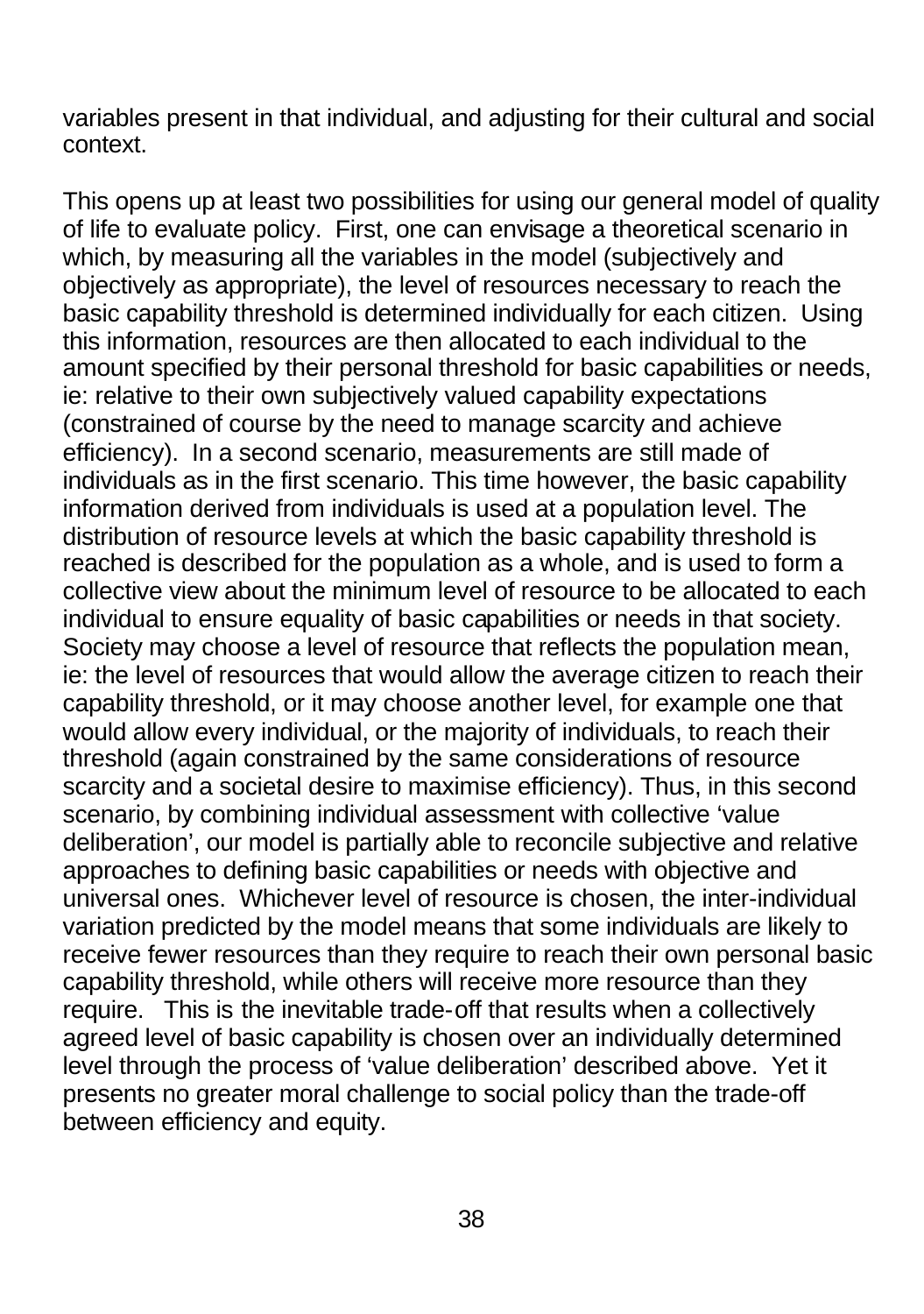variables present in that individual, and adjusting for their cultural and social context.

This opens up at least two possibilities for using our general model of quality of life to evaluate policy. First, one can envisage a theoretical scenario in which, by measuring all the variables in the model (subjectively and objectively as appropriate), the level of resources necessary to reach the basic capability threshold is determined individually for each citizen. Using this information, resources are then allocated to each individual to the amount specified by their personal threshold for basic capabilities or needs, ie: relative to their own subjectively valued capability expectations (constrained of course by the need to manage scarcity and achieve efficiency). In a second scenario, measurements are still made of individuals as in the first scenario. This time however, the basic capability information derived from individuals is used at a population level. The distribution of resource levels at which the basic capability threshold is reached is described for the population as a whole, and is used to form a collective view about the minimum level of resource to be allocated to each individual to ensure equality of basic capabilities or needs in that society. Society may choose a level of resource that reflects the population mean, ie: the level of resources that would allow the average citizen to reach their capability threshold, or it may choose another level, for example one that would allow every individual, or the majority of individuals, to reach their threshold (again constrained by the same considerations of resource scarcity and a societal desire to maximise efficiency). Thus, in this second scenario, by combining individual assessment with collective 'value deliberation', our model is partially able to reconcile subjective and relative approaches to defining basic capabilities or needs with objective and universal ones. Whichever level of resource is chosen, the inter-individual variation predicted by the model means that some individuals are likely to receive fewer resources than they require to reach their own personal basic capability threshold, while others will receive more resource than they require. This is the inevitable trade-off that results when a collectively agreed level of basic capability is chosen over an individually determined level through the process of 'value deliberation' described above. Yet it presents no greater moral challenge to social policy than the trade-off between efficiency and equity.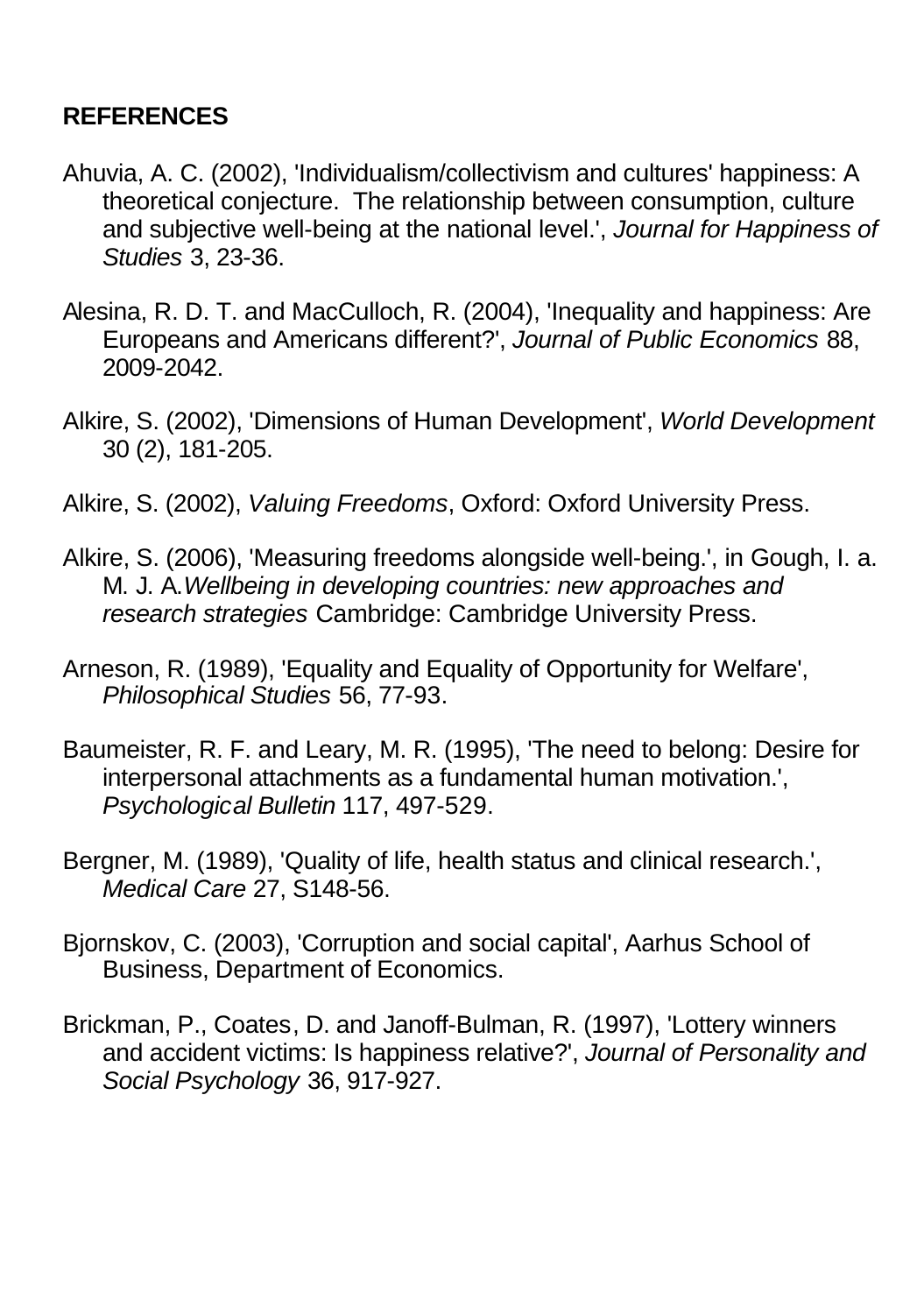## REFERENCES

Ahuvia, A. C. (2002), 'Individualism/collectivism and cultures' happiness: A theoretical conjecture. The relationship between consumption, culture and subjective well-being at the national level.', *Journal for Happiness of Studies* 3, 23-36.

Alesina, R. D. T. and MacCulloch, R. (2004), 'Inequality and happiness: Are Europeans and Americans different?', *Journal of Public Economics* 88, 2009-2042.

Alkire, S. (2002), 'Dimensions of Human Development', *World Development* 30 (2), 181-205.

Alkire, S. (2002), *Valuing Freedoms*, Oxford: Oxford University Press.

Alkire, S. (2006), 'Measuring freedoms alongside well-being.', in Gough, I. a. M. J. A.*Wellbeing in developing countries: new approaches and research strategies* Cambridge: Cambridge University Press.

Arneson, R. (1989), 'Equality and Equality of Opportunity for Welfare', *Philosophical Studies* 56, 77-93.

Baumeister, R. F. and Leary, M. R. (1995), 'The need to belong: Desire for interpersonal attachments as a fundamental human motivation.', *Psychological Bulletin* 117, 497-529.

Bergner, M. (1989), 'Quality of life, health status and clinical research.', *Medical Care* 27, S148-56.

Bjornskov, C. (2003), 'Corruption and social capital', Aarhus School of Business, Department of Economics.

Brickman, P., Coates, D. and Janoff-Bulman, R. (1997), 'Lottery winners and accident victims: Is happiness relative?', *Journal of Personality and Social Psychology* 36, 917-927.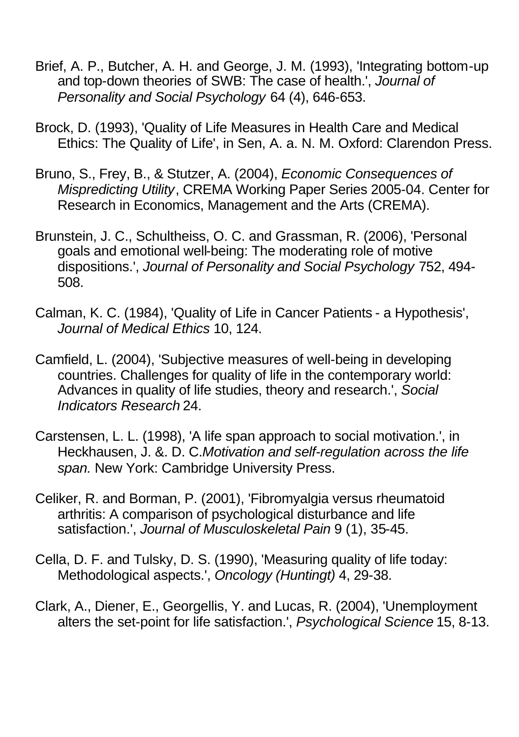Brief, A. P., Butcher, A. H. and George, J. M. (1993), 'Integrating bottom-up and top-down theories of SWB: The case of health.', *Journal of Personality and Social Psychology* 64 (4), 646-653.

Brock, D. (1993), 'Quality of Life Measures in Health Care and Medical Ethics: The Quality of Life', in Sen, A. a. N. M. Oxford: Clarendon Press.

Bruno, S., Frey, B., & Stutzer, A. (2004), *Economic Consequences of Mispredicting Utility*, CREMA Working Paper Series 2005-04. Center for Research in Economics, Management and the Arts (CREMA).

Brunstein, J. C., Schultheiss, O. C. and Grassman, R. (2006), 'Personal goals and emotional well-being: The moderating role of motive dispositions.', *Journal of Personality and Social Psychology* 752, 494-508.

Calman, K. C. (1984), 'Quality of Life in Cancer Patients - a Hypothesis', *Journal of Medical Ethics* 10, 124.

Camfield, L. (2004), 'Subjective measures of well-being in developing countries. Challenges for quality of life in the contemporary world: Advances in quality of life studies, theory and research.', *Social Indicators Research* 24.

Carstensen, L. L. (1998), 'A life span approach to social motivation.', in Heckhausen, J. &. D. C.*Motivation and self-regulation across the life span.* New York: Cambridge University Press.

Celiker, R. and Borman, P. (2001), 'Fibromyalgia versus rheumatoid arthritis: A comparison of psychological disturbance and life satisfaction.', *Journal of Musculoskeletal Pain* 9 (1), 35-45.

Cella, D. F. and Tulsky, D. S. (1990), 'Measuring quality of life today: Methodological aspects.', *Oncology (Huntingt)* 4, 29-38.

Clark, A., Diener, E., Georgellis, Y. and Lucas, R. (2004), 'Unemployment alters the set-point for life satisfaction.', *Psychological Science* 15, 8-13.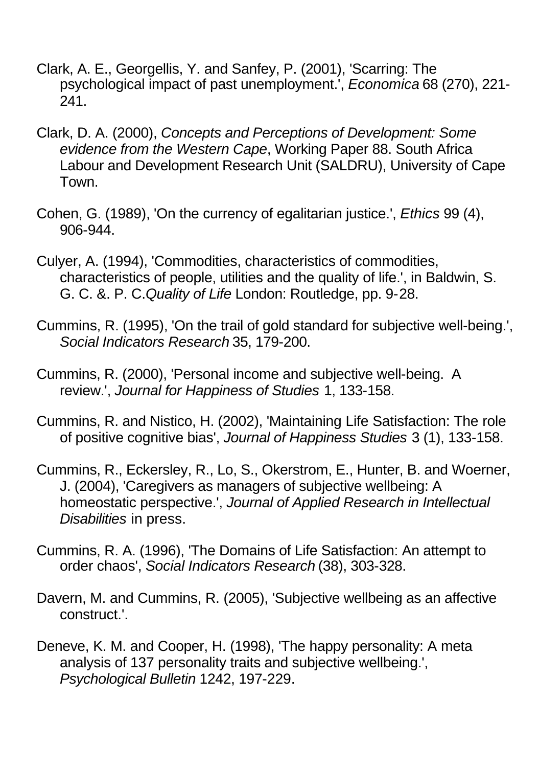Clark, A. E., Georgellis, Y. and Sanfey, P. (2001), 'Scarring: The psychological impact of past unemployment.', *Economica* 68 (270), 221-241.

Clark, D. A. (2000), *Concepts and Perceptions of Development: Some evidence from the Western Cape*, Working Paper 88. South Africa Labour and Development Research Unit (SALDRU), University of Cape Town.

Cohen, G. (1989), 'On the currency of egalitarian justice.', *Ethics* 99 (4), 906-944.

Culyer, A. (1994), 'Commodities, characteristics of commodities, characteristics of people, utilities and the quality of life.', in Baldwin, S. G. C. &. P. C.*Quality of Life* London: Routledge, pp. 9-28.

Cummins, R. (1995), 'On the trail of gold standard for subjective well-being.', *Social Indicators Research* 35, 179-200.

Cummins, R. (2000), 'Personal income and subjective well-being. A review.', *Journal for Happiness of Studies* 1, 133-158.

Cummins, R. and Nistico, H. (2002), 'Maintaining Life Satisfaction: The role of positive cognitive bias', *Journal of Happiness Studies* 3 (1), 133-158.

Cummins, R., Eckersley, R., Lo, S., Okerstrom, E., Hunter, B. and Woerner, J. (2004), 'Caregivers as managers of subjective wellbeing: A homeostatic perspective.', *Journal of Applied Research in Intellectual Disabilities* in press.

Cummins, R. A. (1996), 'The Domains of Life Satisfaction: An attempt to order chaos', *Social Indicators Research* (38), 303-328.

Davern, M. and Cummins, R. (2005), 'Subjective wellbeing as an affective construct.'.

Deneve, K. M. and Cooper, H. (1998), 'The happy personality: A meta analysis of 137 personality traits and subjective wellbeing.', *Psychological Bulletin* 1242, 197-229.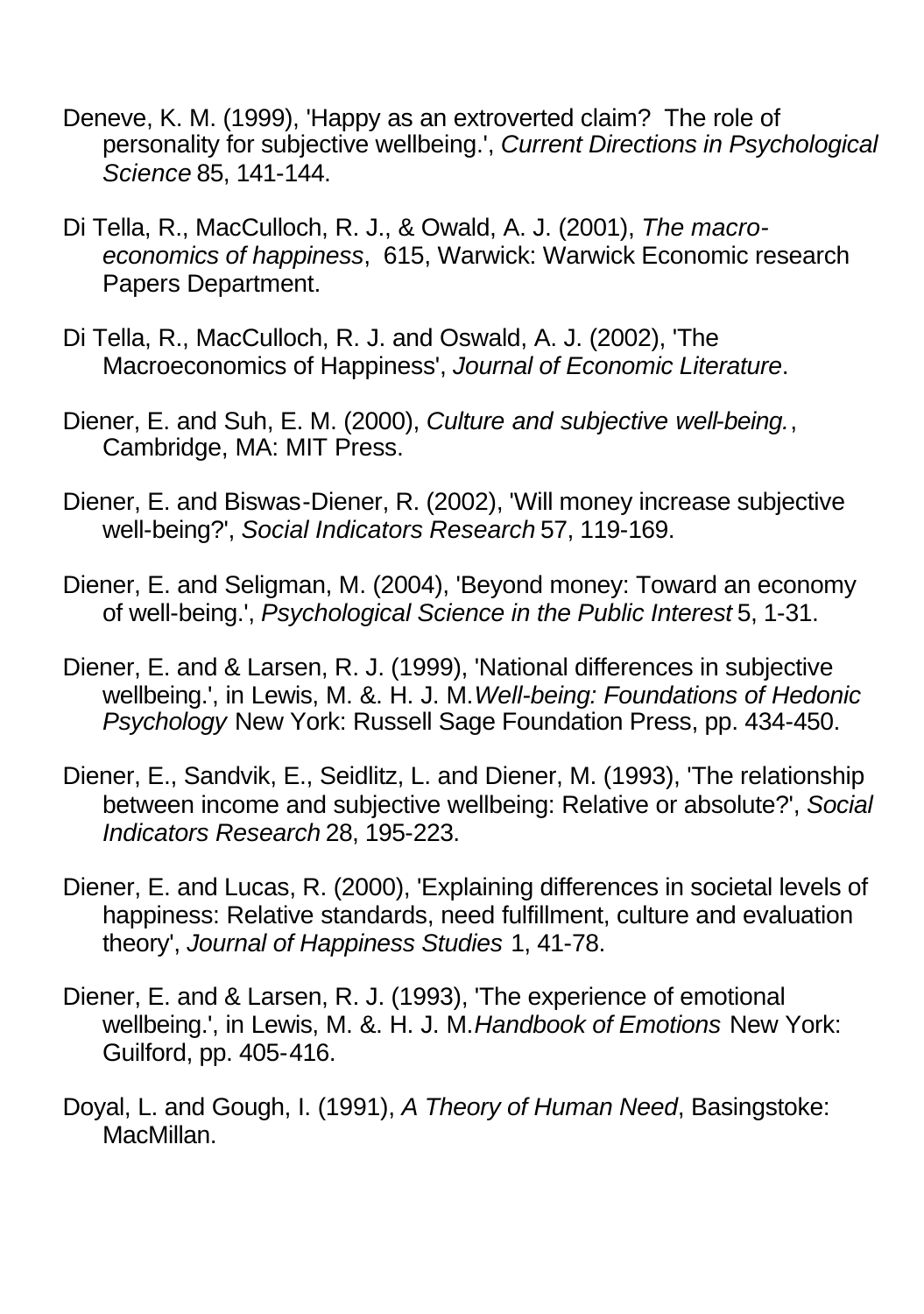Deneve, K. M. (1999), 'Happy as an extroverted claim? The role of personality for subjective wellbeing.', *Current Directions in Psychological Science* 85, 141-144.

Di Tella, R., MacCulloch, R. J., & Owald, A. J. (2001), *The macro-economics of happiness*, 615, Warwick: Warwick Economic research Papers Department.

Di Tella, R., MacCulloch, R. J. and Oswald, A. J. (2002), 'The Macroeconomics of Happiness', *Journal of Economic Literature*.

Diener, E. and Suh, E. M. (2000), *Culture and subjective well-being.*, Cambridge, MA: MIT Press.

Diener, E. and Biswas-Diener, R. (2002), 'Will money increase subjective well-being?', *Social Indicators Research* 57, 119-169.

Diener, E. and Seligman, M. (2004), 'Beyond money: Toward an economy of well-being.', *Psychological Science in the Public Interest* 5, 1-31.

Diener, E. and & Larsen, R. J. (1999), 'National differences in subjective wellbeing.', in Lewis, M. &. H. J. M.*Well-being: Foundations of Hedonic Psychology* New York: Russell Sage Foundation Press, pp. 434-450.

Diener, E., Sandvik, E., Seidlitz, L. and Diener, M. (1993), 'The relationship between income and subjective wellbeing: Relative or absolute?', *Social Indicators Research* 28, 195-223.

Diener, E. and Lucas, R. (2000), 'Explaining differences in societal levels of happiness: Relative standards, need fulfillment, culture and evaluation theory', *Journal of Happiness Studies* 1, 41-78.

Diener, E. and & Larsen, R. J. (1993), 'The experience of emotional wellbeing.', in Lewis, M. &. H. J. M.*Handbook of Emotions* New York: Guilford, pp. 405-416.

Doyal, L. and Gough, I. (1991), *A Theory of Human Need*, Basingstoke: MacMillan.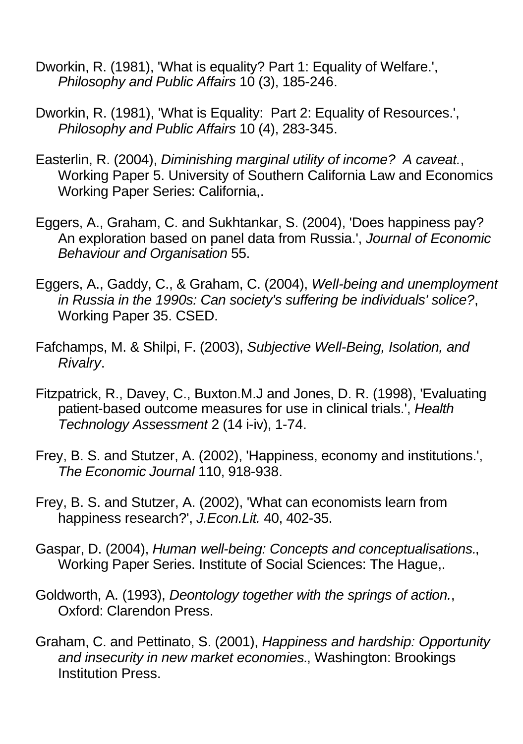Dworkin, R. (1981), 'What is equality? Part 1: Equality of Welfare.', *Philosophy and Public Affairs* 10 (3), 185-246.

Dworkin, R. (1981), 'What is Equality:  Part 2: Equality of Resources.', *Philosophy and Public Affairs* 10 (4), 283-345.

Easterlin, R. (2004), *Diminishing marginal utility of income?  A caveat.*, Working Paper 5. University of Southern California Law and Economics Working Paper Series: California,.

Eggers, A., Graham, C. and Sukhtankar, S. (2004), 'Does happiness pay? An exploration based on panel data from Russia.', *Journal of Economic Behaviour and Organisation* 55.

Eggers, A., Gaddy, C., & Graham, C. (2004), *Well-being and unemployment in Russia in the 1990s: Can society's suffering be individuals' solice?*, Working Paper 35. CSED.

Fafchamps, M. & Shilpi, F. (2003), *Subjective Well-Being, Isolation, and Rivalry*.

Fitzpatrick, R., Davey, C., Buxton.M.J and Jones, D. R. (1998), 'Evaluating patient-based outcome measures for use in clinical trials.', *Health Technology Assessment* 2 (14 i-iv), 1-74.

Frey, B. S. and Stutzer, A. (2002), 'Happiness, economy and institutions.', *The Economic Journal* 110, 918-938.

Frey, B. S. and Stutzer, A. (2002), 'What can economists learn from happiness research?', *J.Econ.Lit.* 40, 402-35.

Gaspar, D. (2004), *Human well-being: Concepts and conceptualisations.*, Working Paper Series. Institute of Social Sciences: The Hague,.

Goldworth, A. (1993), *Deontology together with the springs of action.*, Oxford: Clarendon Press.

Graham, C. and Pettinato, S. (2001), *Happiness and hardship: Opportunity and insecurity in new market economies.*, Washington: Brookings Institution Press.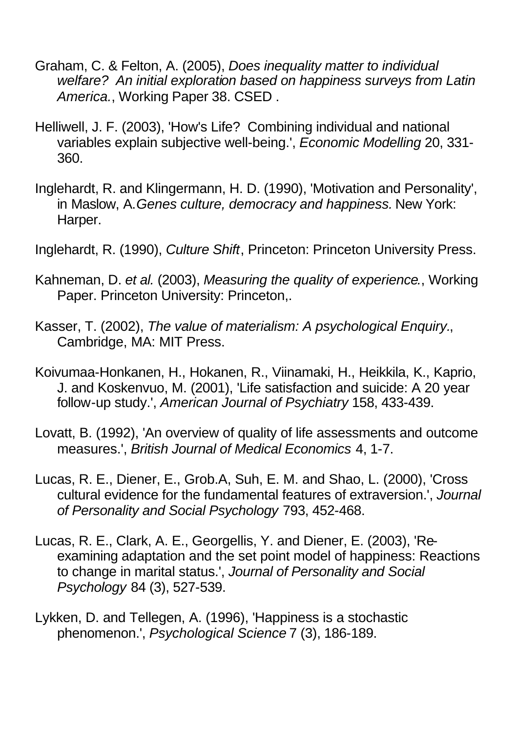Graham, C. & Felton, A. (2005), *Does inequality matter to individual welfare? An initial exploration based on happiness surveys from Latin America.*, Working Paper 38. CSED .

Helliwell, J. F. (2003), 'How's Life? Combining individual and national variables explain subjective well-being.', *Economic Modelling* 20, 331-360.

Inglehardt, R. and Klingermann, H. D. (1990), 'Motivation and Personality', in Maslow, A.*Genes culture, democracy and happiness.* New York: Harper.

Inglehardt, R. (1990), *Culture Shift*, Princeton: Princeton University Press.

Kahneman, D. *et al.* (2003), *Measuring the quality of experience.*, Working Paper. Princeton University: Princeton,.

Kasser, T. (2002), *The value of materialism: A psychological Enquiry.*, Cambridge, MA: MIT Press.

Koivumaa-Honkanen, H., Hokanen, R., Viinamaki, H., Heikkila, K., Kaprio, J. and Koskenvuo, M. (2001), 'Life satisfaction and suicide: A 20 year follow-up study.', *American Journal of Psychiatry* 158, 433-439.

Lovatt, B. (1992), 'An overview of quality of life assessments and outcome measures.', *British Journal of Medical Economics* 4, 1-7.

Lucas, R. E., Diener, E., Grob.A, Suh, E. M. and Shao, L. (2000), 'Cross cultural evidence for the fundamental features of extraversion.', *Journal of Personality and Social Psychology* 793, 452-468.

Lucas, R. E., Clark, A. E., Georgellis, Y. and Diener, E. (2003), 'Re-examining adaptation and the set point model of happiness: Reactions to change in marital status.', *Journal of Personality and Social Psychology* 84 (3), 527-539.

Lykken, D. and Tellegen, A. (1996), 'Happiness is a stochastic phenomenon.', *Psychological Science* 7 (3), 186-189.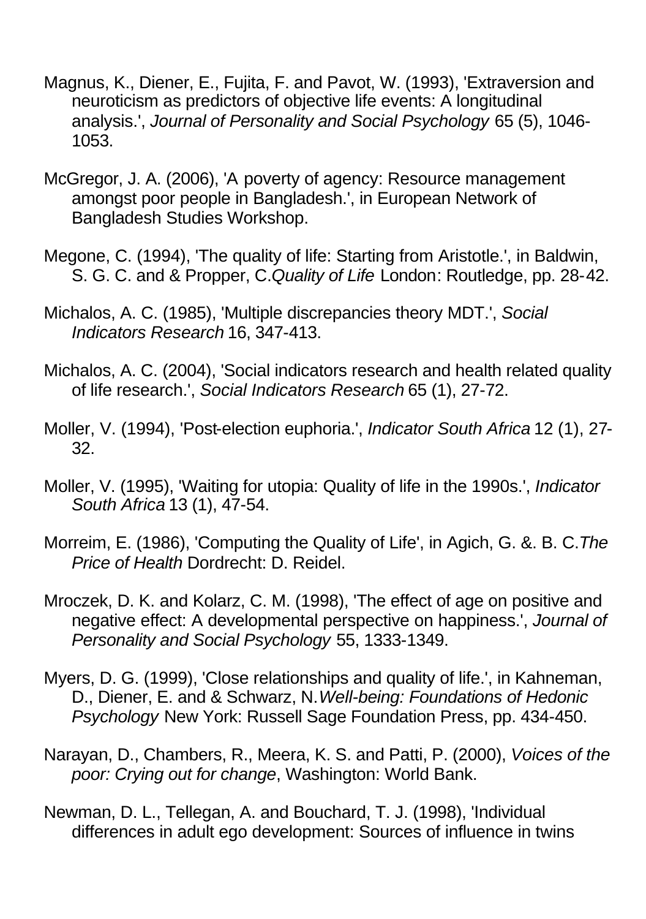Magnus, K., Diener, E., Fujita, F. and Pavot, W. (1993), 'Extraversion and neuroticism as predictors of objective life events: A longitudinal analysis.', *Journal of Personality and Social Psychology* 65 (5), 1046-1053.

McGregor, J. A. (2006), 'A poverty of agency: Resource management amongst poor people in Bangladesh.', in European Network of Bangladesh Studies Workshop.

Megone, C. (1994), 'The quality of life: Starting from Aristotle.', in Baldwin, S. G. C. and & Propper, C.*Quality of Life* London: Routledge, pp. 28-42.

Michalos, A. C. (1985), 'Multiple discrepancies theory MDT.', *Social Indicators Research* 16, 347-413.

Michalos, A. C. (2004), 'Social indicators research and health related quality of life research.', *Social Indicators Research* 65 (1), 27-72.

Moller, V. (1994), 'Post-election euphoria.', *Indicator South Africa* 12 (1), 27-32.

Moller, V. (1995), 'Waiting for utopia: Quality of life in the 1990s.', *Indicator South Africa* 13 (1), 47-54.

Morreim, E. (1986), 'Computing the Quality of Life', in Agich, G. &. B. C.*The Price of Health* Dordrecht: D. Reidel.

Mroczek, D. K. and Kolarz, C. M. (1998), 'The effect of age on positive and negative effect: A developmental perspective on happiness.', *Journal of Personality and Social Psychology* 55, 1333-1349.

Myers, D. G. (1999), 'Close relationships and quality of life.', in Kahneman, D., Diener, E. and & Schwarz, N.*Well-being: Foundations of Hedonic Psychology* New York: Russell Sage Foundation Press, pp. 434-450.

Narayan, D., Chambers, R., Meera, K. S. and Patti, P. (2000), *Voices of the poor: Crying out for change*, Washington: World Bank.

Newman, D. L., Tellegan, A. and Bouchard, T. J. (1998), 'Individual differences in adult ego development: Sources of influence in twins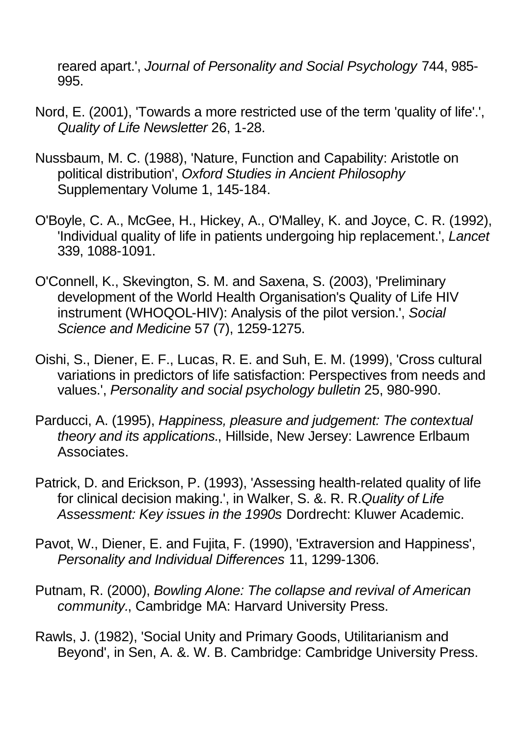reared apart.', *Journal of Personality and Social Psychology* 744, 985-995.

Nord, E. (2001), 'Towards a more restricted use of the term 'quality of life'.', *Quality of Life Newsletter* 26, 1-28.

Nussbaum, M. C. (1988), 'Nature, Function and Capability: Aristotle on political distribution', *Oxford Studies in Ancient Philosophy* Supplementary Volume 1, 145-184.

O'Boyle, C. A., McGee, H., Hickey, A., O'Malley, K. and Joyce, C. R. (1992), 'Individual quality of life in patients undergoing hip replacement.', *Lancet* 339, 1088-1091.

O'Connell, K., Skevington, S. M. and Saxena, S. (2003), 'Preliminary development of the World Health Organisation's Quality of Life HIV instrument (WHOQOL-HIV): Analysis of the pilot version.', *Social Science and Medicine* 57 (7), 1259-1275.

Oishi, S., Diener, E. F., Lucas, R. E. and Suh, E. M. (1999), 'Cross cultural variations in predictors of life satisfaction: Perspectives from needs and values.', *Personality and social psychology bulletin* 25, 980-990.

Parducci, A. (1995), *Happiness, pleasure and judgement: The contextual theory and its applications.*, Hillside, New Jersey: Lawrence Erlbaum Associates.

Patrick, D. and Erickson, P. (1993), 'Assessing health-related quality of life for clinical decision making.', in Walker, S. &. R. R.*Quality of Life Assessment: Key issues in the 1990s* Dordrecht: Kluwer Academic.

Pavot, W., Diener, E. and Fujita, F. (1990), 'Extraversion and Happiness', *Personality and Individual Differences* 11, 1299-1306.

Putnam, R. (2000), *Bowling Alone: The collapse and revival of American community.*, Cambridge MA: Harvard University Press.

Rawls, J. (1982), 'Social Unity and Primary Goods, Utilitarianism and Beyond', in Sen, A. &. W. B. Cambridge: Cambridge University Press.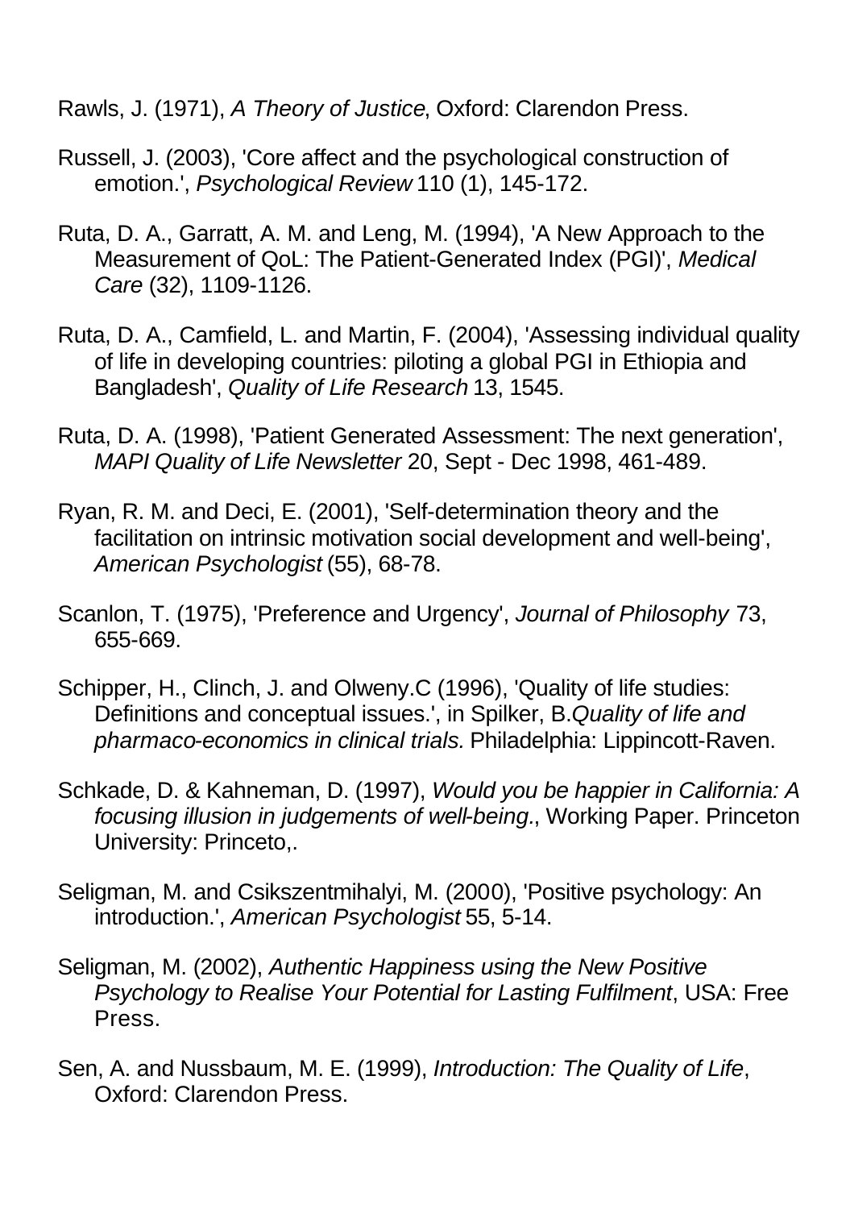Rawls, J. (1971), *A Theory of Justice*, Oxford: Clarendon Press.

Russell, J. (2003), 'Core affect and the psychological construction of emotion.', *Psychological Review* 110 (1), 145-172.

Ruta, D. A., Garratt, A. M. and Leng, M. (1994), 'A New Approach to the Measurement of QoL: The Patient-Generated Index (PGI)', *Medical Care* (32), 1109-1126.

Ruta, D. A., Camfield, L. and Martin, F. (2004), 'Assessing individual quality of life in developing countries: piloting a global PGI in Ethiopia and Bangladesh', *Quality of Life Research* 13, 1545.

Ruta, D. A. (1998), 'Patient Generated Assessment: The next generation', *MAPI Quality of Life Newsletter* 20, Sept - Dec 1998, 461-489.

Ryan, R. M. and Deci, E. (2001), 'Self-determination theory and the facilitation on intrinsic motivation social development and well-being', *American Psychologist* (55), 68-78.

Scanlon, T. (1975), 'Preference and Urgency', *Journal of Philosophy* 73, 655-669.

Schipper, H., Clinch, J. and Olweny.C (1996), 'Quality of life studies: Definitions and conceptual issues.', in Spilker, B.*Quality of life and pharmaco-economics in clinical trials.* Philadelphia: Lippincott-Raven.

Schkade, D. & Kahneman, D. (1997), *Would you be happier in California: A focusing illusion in judgements of well-being.*, Working Paper. Princeton University: Princeto,.

Seligman, M. and Csikszentmihalyi, M. (2000), 'Positive psychology: An introduction.', *American Psychologist* 55, 5-14.

Seligman, M. (2002), *Authentic Happiness using the New Positive Psychology to Realise Your Potential for Lasting Fulfilment*, USA: Free Press.

Sen, A. and Nussbaum, M. E. (1999), *Introduction: The Quality of Life*, Oxford: Clarendon Press.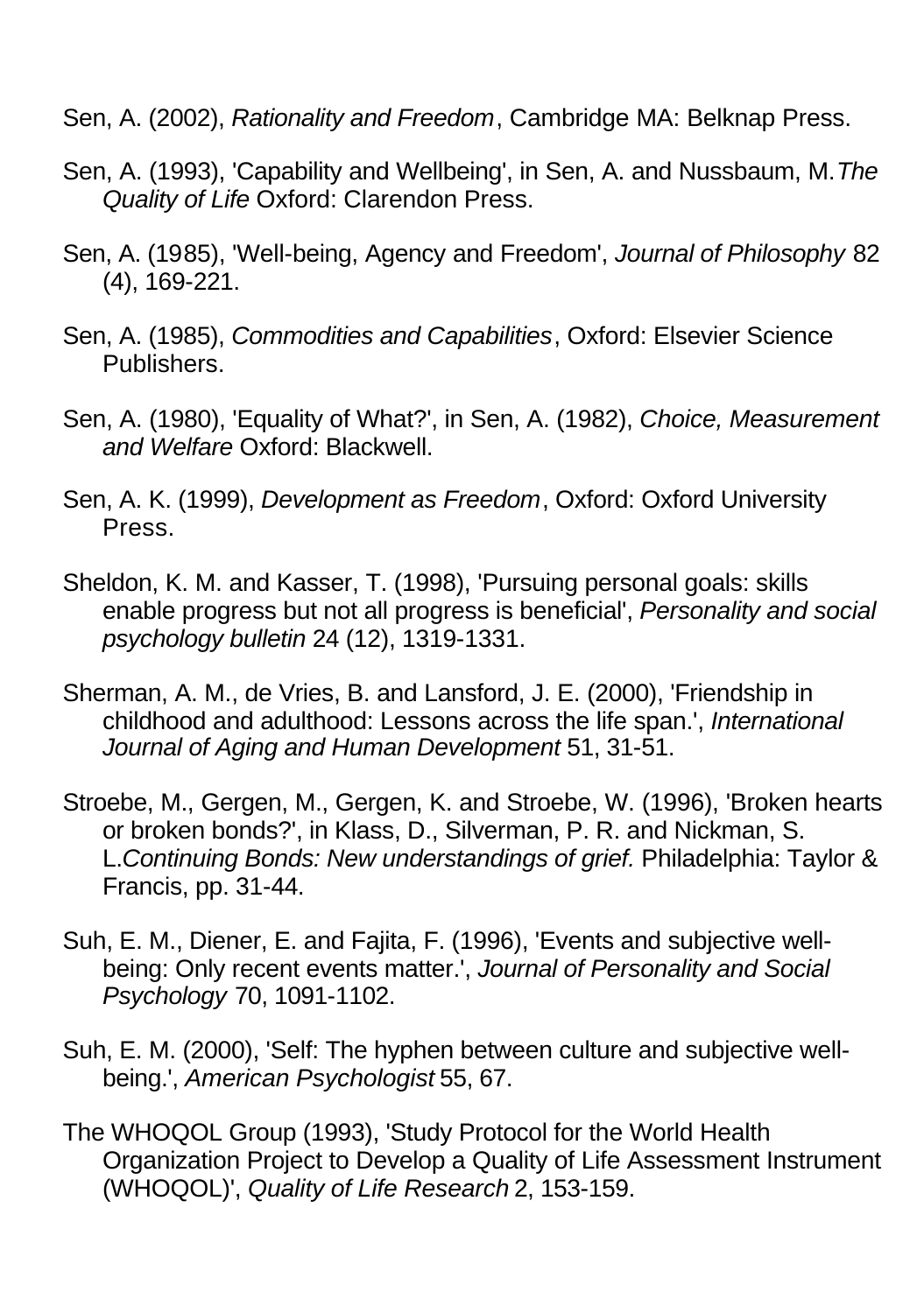Sen, A. (2002), *Rationality and Freedom*, Cambridge MA: Belknap Press.

Sen, A. (1993), 'Capability and Wellbeing', in Sen, A. and Nussbaum, M.*The Quality of Life* Oxford: Clarendon Press.

Sen, A. (1985), 'Well-being, Agency and Freedom', *Journal of Philosophy* 82 (4), 169-221.

Sen, A. (1985), *Commodities and Capabilities*, Oxford: Elsevier Science Publishers.

Sen, A. (1980), 'Equality of What?', in Sen, A. (1982), *Choice, Measurement and Welfare* Oxford: Blackwell.

Sen, A. K. (1999), *Development as Freedom*, Oxford: Oxford University Press.

Sheldon, K. M. and Kasser, T. (1998), 'Pursuing personal goals: skills enable progress but not all progress is beneficial', *Personality and social psychology bulletin* 24 (12), 1319-1331.

Sherman, A. M., de Vries, B. and Lansford, J. E. (2000), 'Friendship in childhood and adulthood: Lessons across the life span.', *International Journal of Aging and Human Development* 51, 31-51.

Stroebe, M., Gergen, M., Gergen, K. and Stroebe, W. (1996), 'Broken hearts or broken bonds?', in Klass, D., Silverman, P. R. and Nickman, S. L.*Continuing Bonds: New understandings of grief.* Philadelphia: Taylor & Francis, pp. 31-44.

Suh, E. M., Diener, E. and Fajita, F. (1996), 'Events and subjective well-being: Only recent events matter.', *Journal of Personality and Social Psychology* 70, 1091-1102.

Suh, E. M. (2000), 'Self: The hyphen between culture and subjective well-being.', *American Psychologist* 55, 67.

The WHOQOL Group (1993), 'Study Protocol for the World Health Organization Project to Develop a Quality of Life Assessment Instrument (WHOQOL)', *Quality of Life Research* 2, 153-159.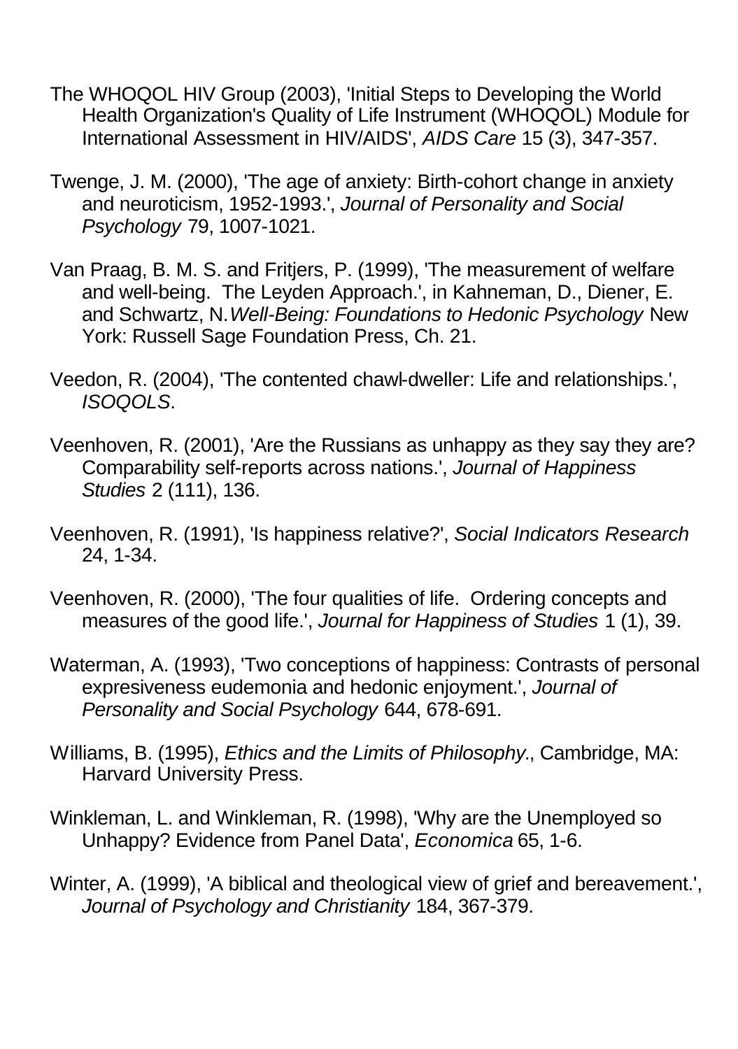The WHOQOL HIV Group (2003), 'Initial Steps to Developing the World Health Organization's Quality of Life Instrument (WHOQOL) Module for International Assessment in HIV/AIDS', *AIDS Care* 15 (3), 347-357.

Twenge, J. M. (2000), 'The age of anxiety: Birth-cohort change in anxiety and neuroticism, 1952-1993.', *Journal of Personality and Social Psychology* 79, 1007-1021.

Van Praag, B. M. S. and Fritjers, P. (1999), 'The measurement of welfare and well-being. The Leyden Approach.', in Kahneman, D., Diener, E. and Schwartz, N. *Well-Being: Foundations to Hedonic Psychology* New York: Russell Sage Foundation Press, Ch. 21.

Veedon, R. (2004), 'The contented chawl-dweller: Life and relationships.', *ISOQOLS*.

Veenhoven, R. (2001), 'Are the Russians as unhappy as they say they are? Comparability self-reports across nations.', *Journal of Happiness Studies* 2 (111), 136.

Veenhoven, R. (1991), 'Is happiness relative?', *Social Indicators Research* 24, 1-34.

Veenhoven, R. (2000), 'The four qualities of life. Ordering concepts and measures of the good life.', *Journal for Happiness of Studies* 1 (1), 39.

Waterman, A. (1993), 'Two conceptions of happiness: Contrasts of personal expresiveness eudemonia and hedonic enjoyment.', *Journal of Personality and Social Psychology* 644, 678-691.

Williams, B. (1995), *Ethics and the Limits of Philosophy.*, Cambridge, MA: Harvard University Press.

Winkleman, L. and Winkleman, R. (1998), 'Why are the Unemployed so Unhappy? Evidence from Panel Data', *Economica* 65, 1-6.

Winter, A. (1999), 'A biblical and theological view of grief and bereavement.', *Journal of Psychology and Christianity* 184, 367-379.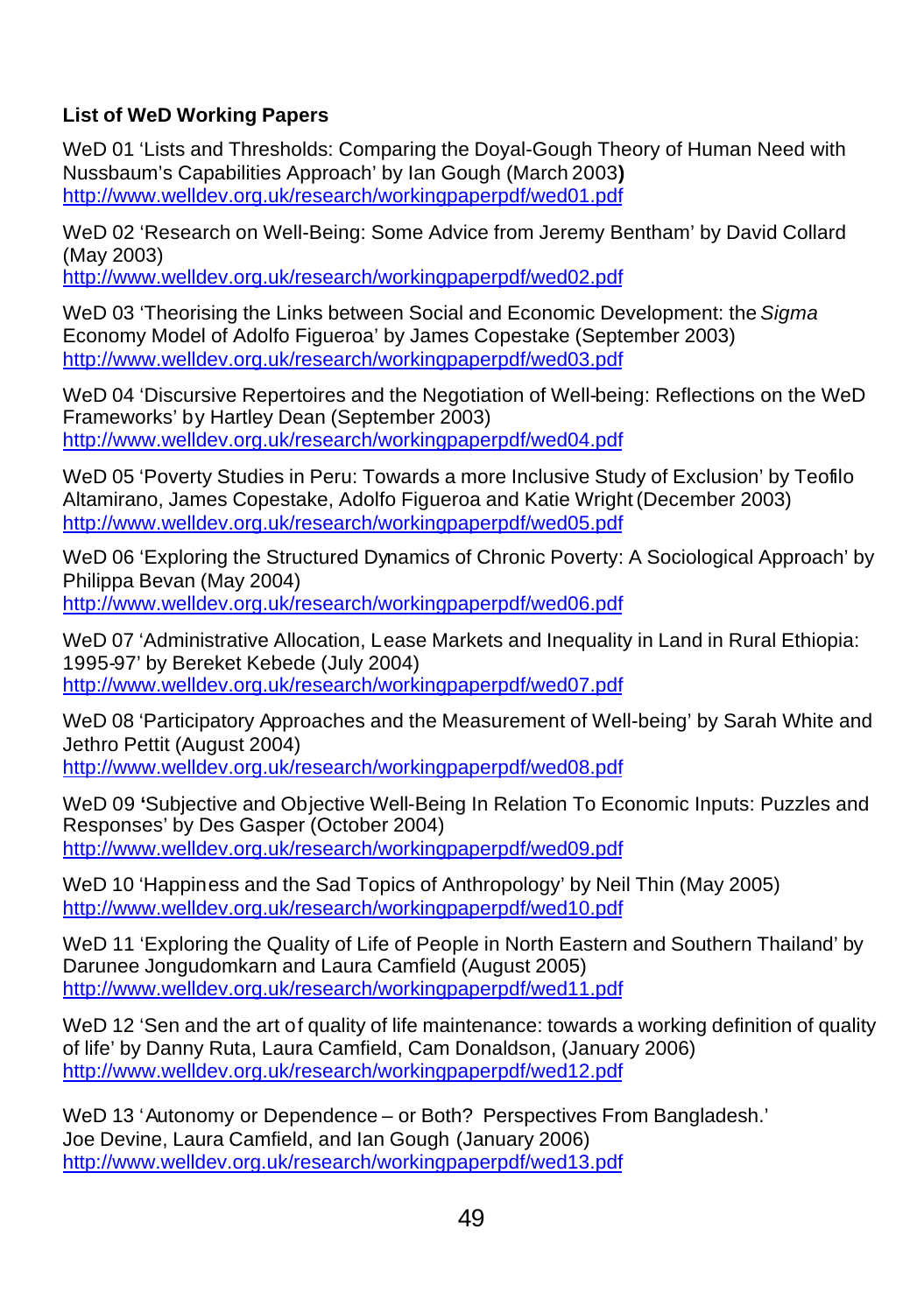**List of WeD Working Papers**

WeD 01 'Lists and Thresholds: Comparing the Doyal-Gough Theory of Human Need with Nussbaum's Capabilities Approach' by Ian Gough (March 2003**)**
http://www.welldev.org.uk/research/workingpaperpdf/wed01.pdf

WeD 02 'Research on Well-Being: Some Advice from Jeremy Bentham' by David Collard (May 2003)
http://www.welldev.org.uk/research/workingpaperpdf/wed02.pdf

WeD 03 'Theorising the Links between Social and Economic Development: the *Sigma* Economy Model of Adolfo Figueroa' by James Copestake (September 2003)
http://www.welldev.org.uk/research/workingpaperpdf/wed03.pdf

WeD 04 'Discursive Repertoires and the Negotiation of Well-being: Reflections on the WeD Frameworks' by Hartley Dean (September 2003)
http://www.welldev.org.uk/research/workingpaperpdf/wed04.pdf

WeD 05 'Poverty Studies in Peru: Towards a more Inclusive Study of Exclusion' by Teofilo Altamirano, James Copestake, Adolfo Figueroa and Katie Wright (December 2003)
http://www.welldev.org.uk/research/workingpaperpdf/wed05.pdf

WeD 06 'Exploring the Structured Dynamics of Chronic Poverty: A Sociological Approach' by Philippa Bevan (May 2004)
http://www.welldev.org.uk/research/workingpaperpdf/wed06.pdf

WeD 07 'Administrative Allocation, Lease Markets and Inequality in Land in Rural Ethiopia: 1995-97' by Bereket Kebede (July 2004)
http://www.welldev.org.uk/research/workingpaperpdf/wed07.pdf

WeD 08 'Participatory Approaches and the Measurement of Well-being' by Sarah White and Jethro Pettit (August 2004)
http://www.welldev.org.uk/research/workingpaperpdf/wed08.pdf

WeD 09 **'**Subjective and Objective Well-Being In Relation To Economic Inputs: Puzzles and Responses' by Des Gasper (October 2004)
http://www.welldev.org.uk/research/workingpaperpdf/wed09.pdf

WeD 10 'Happiness and the Sad Topics of Anthropology' by Neil Thin (May 2005)
http://www.welldev.org.uk/research/workingpaperpdf/wed10.pdf

WeD 11 'Exploring the Quality of Life of People in North Eastern and Southern Thailand' by Darunee Jongudomkarn and Laura Camfield (August 2005)
http://www.welldev.org.uk/research/workingpaperpdf/wed11.pdf

WeD 12 'Sen and the art of quality of life maintenance: towards a working definition of quality of life' by Danny Ruta, Laura Camfield, Cam Donaldson, (January 2006)
http://www.welldev.org.uk/research/workingpaperpdf/wed12.pdf

WeD 13 'Autonomy or Dependence – or Both? Perspectives From Bangladesh.' Joe Devine, Laura Camfield, and Ian Gough (January 2006)
http://www.welldev.org.uk/research/workingpaperpdf/wed13.pdf